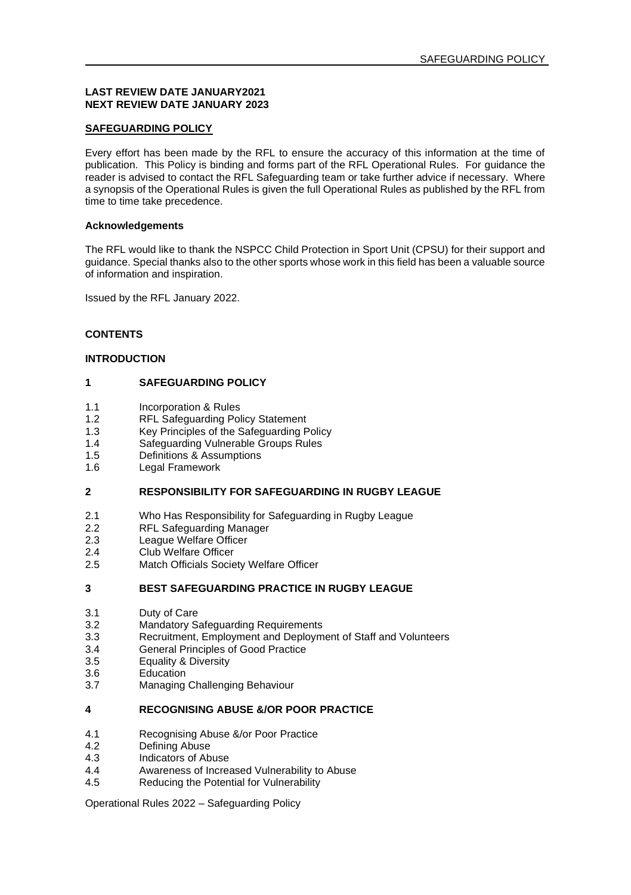**LAST REVIEW DATE JANUARY2021**
**NEXT REVIEW DATE JANUARY 2023**

## SAFEGUARDING POLICY

Every effort has been made by the RFL to ensure the accuracy of this information at the time of publication. This Policy is binding and forms part of the RFL Operational Rules. For guidance the reader is advised to contact the RFL Safeguarding team or take further advice if necessary. Where a synopsis of the Operational Rules is given the full Operational Rules as published by the RFL from time to time take precedence.

### Acknowledgements

The RFL would like to thank the NSPCC Child Protection in Sport Unit (CPSU) for their support and guidance. Special thanks also to the other sports whose work in this field has been a valuable source of information and inspiration.

Issued by the RFL January 2022.

### CONTENTS

**INTRODUCTION**

**1 SAFEGUARDING POLICY**

- 1.1 Incorporation & Rules
- 1.2 RFL Safeguarding Policy Statement
- 1.3 Key Principles of the Safeguarding Policy
- 1.4 Safeguarding Vulnerable Groups Rules
- 1.5 Definitions & Assumptions
- 1.6 Legal Framework

**2 RESPONSIBILITY FOR SAFEGUARDING IN RUGBY LEAGUE**

- 2.1 Who Has Responsibility for Safeguarding in Rugby League
- 2.2 RFL Safeguarding Manager
- 2.3 League Welfare Officer
- 2.4 Club Welfare Officer
- 2.5 Match Officials Society Welfare Officer

**3 BEST SAFEGUARDING PRACTICE IN RUGBY LEAGUE**

- 3.1 Duty of Care
- 3.2 Mandatory Safeguarding Requirements
- 3.3 Recruitment, Employment and Deployment of Staff and Volunteers
- 3.4 General Principles of Good Practice
- 3.5 Equality & Diversity
- 3.6 Education
- 3.7 Managing Challenging Behaviour

**4 RECOGNISING ABUSE &/OR POOR PRACTICE**

- 4.1 Recognising Abuse &/or Poor Practice
- 4.2 Defining Abuse
- 4.3 Indicators of Abuse
- 4.4 Awareness of Increased Vulnerability to Abuse
- 4.5 Reducing the Potential for Vulnerability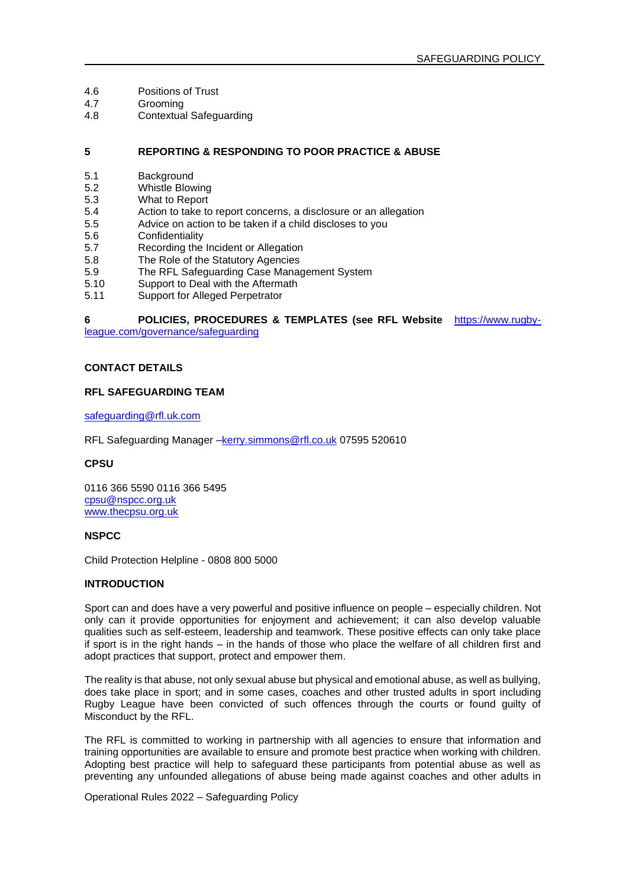4.6 Positions of Trust
4.7 Grooming
4.8 Contextual Safeguarding

**5 REPORTING & RESPONDING TO POOR PRACTICE & ABUSE**

5.1 Background
5.2 Whistle Blowing
5.3 What to Report
5.4 Action to take to report concerns, a disclosure or an allegation
5.5 Advice on action to be taken if a child discloses to you
5.6 Confidentiality
5.7 Recording the Incident or Allegation
5.8 The Role of the Statutory Agencies
5.9 The RFL Safeguarding Case Management System
5.10 Support to Deal with the Aftermath
5.11 Support for Alleged Perpetrator

**6 POLICIES, PROCEDURES & TEMPLATES (see RFL Website** https://www.rugby-league.com/governance/safeguarding

**CONTACT DETAILS**

**RFL SAFEGUARDING TEAM**

safeguarding@rfl.uk.com

RFL Safeguarding Manager –kerry.simmons@rfl.co.uk 07595 520610

**CPSU**

0116 366 5590 0116 366 5495
cpsu@nspcc.org.uk
www.thecpsu.org.uk

**NSPCC**

Child Protection Helpline - 0808 800 5000

**INTRODUCTION**

Sport can and does have a very powerful and positive influence on people – especially children. Not only can it provide opportunities for enjoyment and achievement; it can also develop valuable qualities such as self-esteem, leadership and teamwork. These positive effects can only take place if sport is in the right hands – in the hands of those who place the welfare of all children first and adopt practices that support, protect and empower them.

The reality is that abuse, not only sexual abuse but physical and emotional abuse, as well as bullying, does take place in sport; and in some cases, coaches and other trusted adults in sport including Rugby League have been convicted of such offences through the courts or found guilty of Misconduct by the RFL.

The RFL is committed to working in partnership with all agencies to ensure that information and training opportunities are available to ensure and promote best practice when working with children. Adopting best practice will help to safeguard these participants from potential abuse as well as preventing any unfounded allegations of abuse being made against coaches and other adults in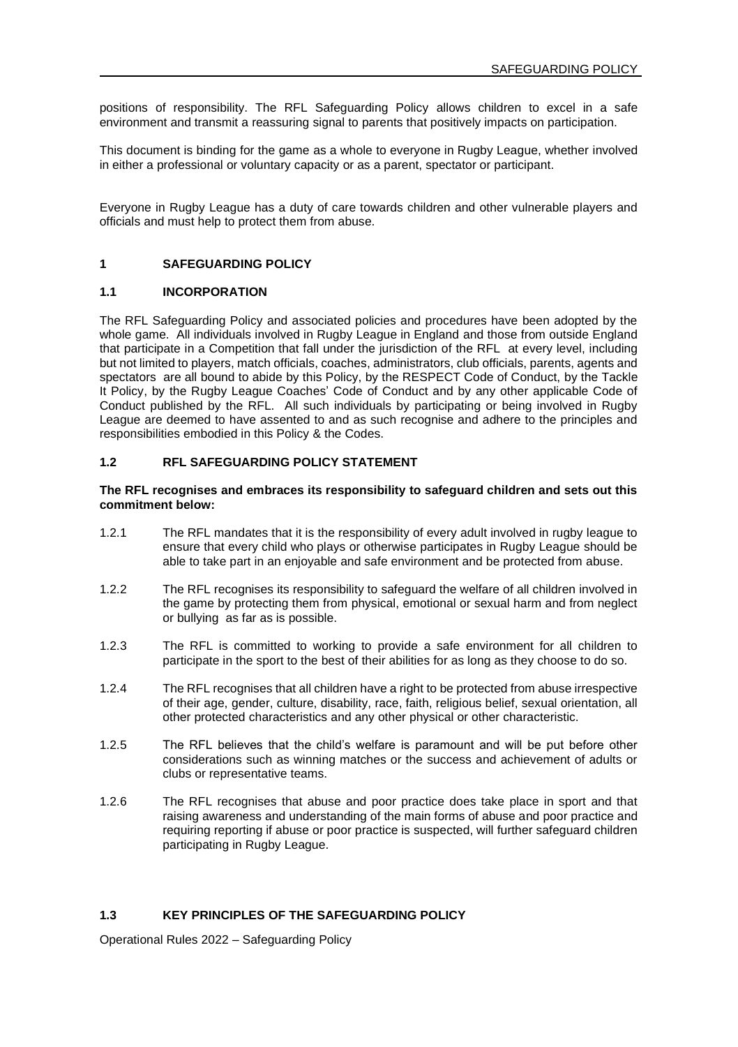positions of responsibility. The RFL Safeguarding Policy allows children to excel in a safe environment and transmit a reassuring signal to parents that positively impacts on participation.

This document is binding for the game as a whole to everyone in Rugby League, whether involved in either a professional or voluntary capacity or as a parent, spectator or participant.

Everyone in Rugby League has a duty of care towards children and other vulnerable players and officials and must help to protect them from abuse.

## 1 SAFEGUARDING POLICY

### 1.1 INCORPORATION

The RFL Safeguarding Policy and associated policies and procedures have been adopted by the whole game. All individuals involved in Rugby League in England and those from outside England that participate in a Competition that fall under the jurisdiction of the RFL at every level, including but not limited to players, match officials, coaches, administrators, club officials, parents, agents and spectators are all bound to abide by this Policy, by the RESPECT Code of Conduct, by the Tackle It Policy, by the Rugby League Coaches' Code of Conduct and by any other applicable Code of Conduct published by the RFL. All such individuals by participating or being involved in Rugby League are deemed to have assented to and as such recognise and adhere to the principles and responsibilities embodied in this Policy & the Codes.

### 1.2 RFL SAFEGUARDING POLICY STATEMENT

**The RFL recognises and embraces its responsibility to safeguard children and sets out this commitment below:**

1.2.1 The RFL mandates that it is the responsibility of every adult involved in rugby league to ensure that every child who plays or otherwise participates in Rugby League should be able to take part in an enjoyable and safe environment and be protected from abuse.

1.2.2 The RFL recognises its responsibility to safeguard the welfare of all children involved in the game by protecting them from physical, emotional or sexual harm and from neglect or bullying as far as is possible.

1.2.3 The RFL is committed to working to provide a safe environment for all children to participate in the sport to the best of their abilities for as long as they choose to do so.

1.2.4 The RFL recognises that all children have a right to be protected from abuse irrespective of their age, gender, culture, disability, race, faith, religious belief, sexual orientation, all other protected characteristics and any other physical or other characteristic.

1.2.5 The RFL believes that the child's welfare is paramount and will be put before other considerations such as winning matches or the success and achievement of adults or clubs or representative teams.

1.2.6 The RFL recognises that abuse and poor practice does take place in sport and that raising awareness and understanding of the main forms of abuse and poor practice and requiring reporting if abuse or poor practice is suspected, will further safeguard children participating in Rugby League.

### 1.3 KEY PRINCIPLES OF THE SAFEGUARDING POLICY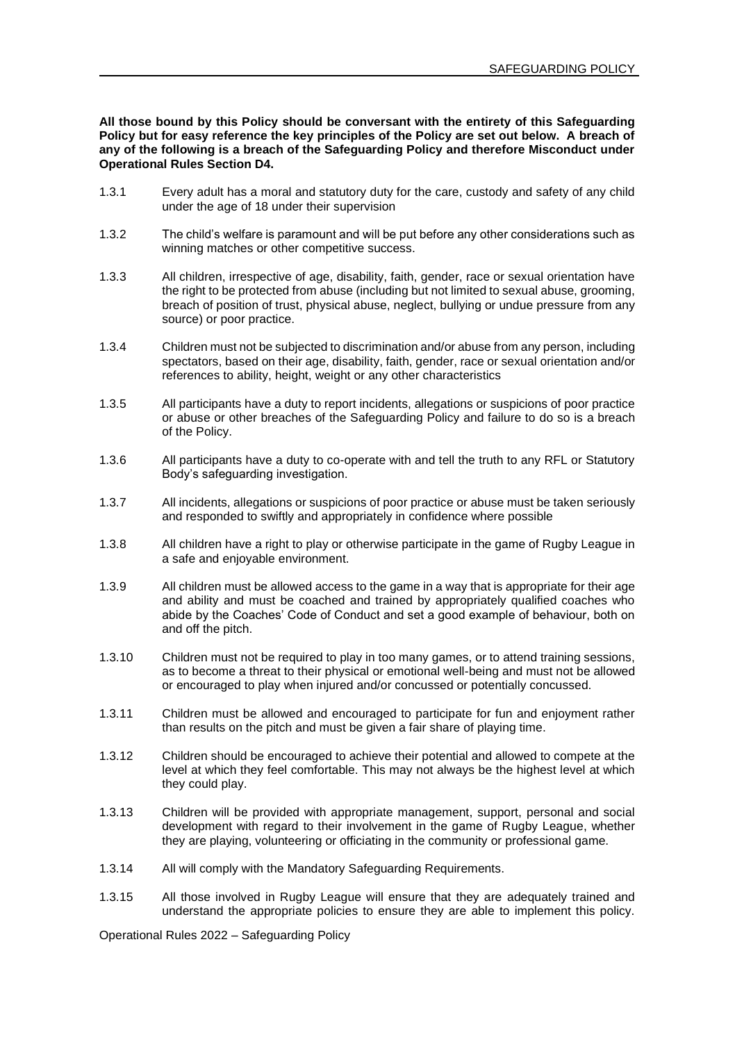**All those bound by this Policy should be conversant with the entirety of this Safeguarding Policy but for easy reference the key principles of the Policy are set out below. A breach of any of the following is a breach of the Safeguarding Policy and therefore Misconduct under Operational Rules Section D4.**

1.3.1 Every adult has a moral and statutory duty for the care, custody and safety of any child under the age of 18 under their supervision

1.3.2 The child's welfare is paramount and will be put before any other considerations such as winning matches or other competitive success.

1.3.3 All children, irrespective of age, disability, faith, gender, race or sexual orientation have the right to be protected from abuse (including but not limited to sexual abuse, grooming, breach of position of trust, physical abuse, neglect, bullying or undue pressure from any source) or poor practice.

1.3.4 Children must not be subjected to discrimination and/or abuse from any person, including spectators, based on their age, disability, faith, gender, race or sexual orientation and/or references to ability, height, weight or any other characteristics

1.3.5 All participants have a duty to report incidents, allegations or suspicions of poor practice or abuse or other breaches of the Safeguarding Policy and failure to do so is a breach of the Policy.

1.3.6 All participants have a duty to co-operate with and tell the truth to any RFL or Statutory Body's safeguarding investigation.

1.3.7 All incidents, allegations or suspicions of poor practice or abuse must be taken seriously and responded to swiftly and appropriately in confidence where possible

1.3.8 All children have a right to play or otherwise participate in the game of Rugby League in a safe and enjoyable environment.

1.3.9 All children must be allowed access to the game in a way that is appropriate for their age and ability and must be coached and trained by appropriately qualified coaches who abide by the Coaches' Code of Conduct and set a good example of behaviour, both on and off the pitch.

1.3.10 Children must not be required to play in too many games, or to attend training sessions, as to become a threat to their physical or emotional well-being and must not be allowed or encouraged to play when injured and/or concussed or potentially concussed.

1.3.11 Children must be allowed and encouraged to participate for fun and enjoyment rather than results on the pitch and must be given a fair share of playing time.

1.3.12 Children should be encouraged to achieve their potential and allowed to compete at the level at which they feel comfortable. This may not always be the highest level at which they could play.

1.3.13 Children will be provided with appropriate management, support, personal and social development with regard to their involvement in the game of Rugby League, whether they are playing, volunteering or officiating in the community or professional game.

1.3.14 All will comply with the Mandatory Safeguarding Requirements.

1.3.15 All those involved in Rugby League will ensure that they are adequately trained and understand the appropriate policies to ensure they are able to implement this policy.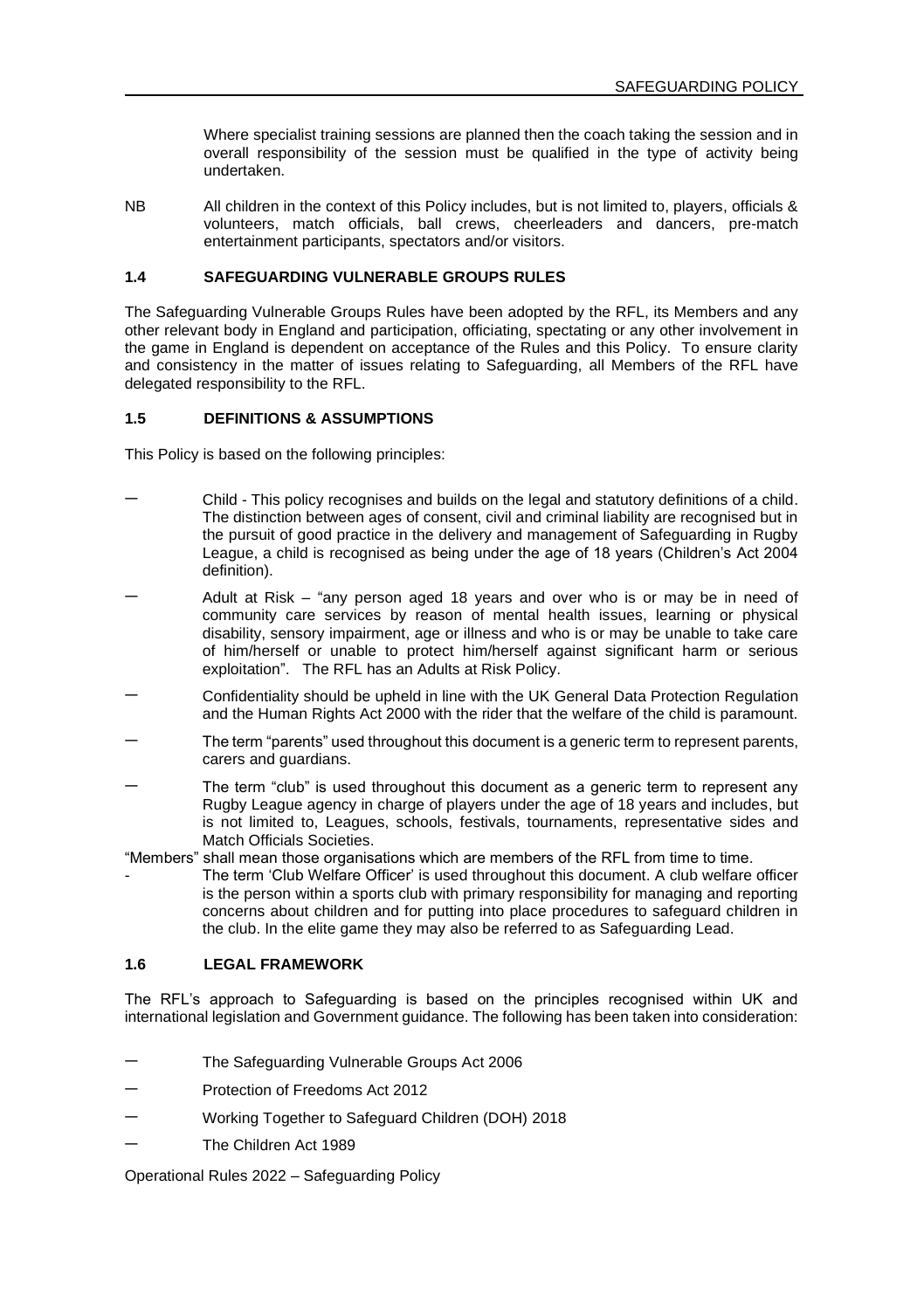Where specialist training sessions are planned then the coach taking the session and in overall responsibility of the session must be qualified in the type of activity being undertaken.

NB All children in the context of this Policy includes, but is not limited to, players, officials & volunteers, match officials, ball crews, cheerleaders and dancers, pre-match entertainment participants, spectators and/or visitors.

### 1.4 SAFEGUARDING VULNERABLE GROUPS RULES

The Safeguarding Vulnerable Groups Rules have been adopted by the RFL, its Members and any other relevant body in England and participation, officiating, spectating or any other involvement in the game in England is dependent on acceptance of the Rules and this Policy. To ensure clarity and consistency in the matter of issues relating to Safeguarding, all Members of the RFL have delegated responsibility to the RFL.

### 1.5 DEFINITIONS & ASSUMPTIONS

This Policy is based on the following principles:

- Child - This policy recognises and builds on the legal and statutory definitions of a child. The distinction between ages of consent, civil and criminal liability are recognised but in the pursuit of good practice in the delivery and management of Safeguarding in Rugby League, a child is recognised as being under the age of 18 years (Children's Act 2004 definition).
- Adult at Risk – "any person aged 18 years and over who is or may be in need of community care services by reason of mental health issues, learning or physical disability, sensory impairment, age or illness and who is or may be unable to take care of him/herself or unable to protect him/herself against significant harm or serious exploitation". The RFL has an Adults at Risk Policy.
- Confidentiality should be upheld in line with the UK General Data Protection Regulation and the Human Rights Act 2000 with the rider that the welfare of the child is paramount.
- The term "parents" used throughout this document is a generic term to represent parents, carers and guardians.
- The term "club" is used throughout this document as a generic term to represent any Rugby League agency in charge of players under the age of 18 years and includes, but is not limited to, Leagues, schools, festivals, tournaments, representative sides and Match Officials Societies.

"Members" shall mean those organisations which are members of the RFL from time to time.

- The term 'Club Welfare Officer' is used throughout this document. A club welfare officer is the person within a sports club with primary responsibility for managing and reporting concerns about children and for putting into place procedures to safeguard children in the club. In the elite game they may also be referred to as Safeguarding Lead.

### 1.6 LEGAL FRAMEWORK

The RFL's approach to Safeguarding is based on the principles recognised within UK and international legislation and Government guidance. The following has been taken into consideration:

- The Safeguarding Vulnerable Groups Act 2006
- Protection of Freedoms Act 2012
- Working Together to Safeguard Children (DOH) 2018
- The Children Act 1989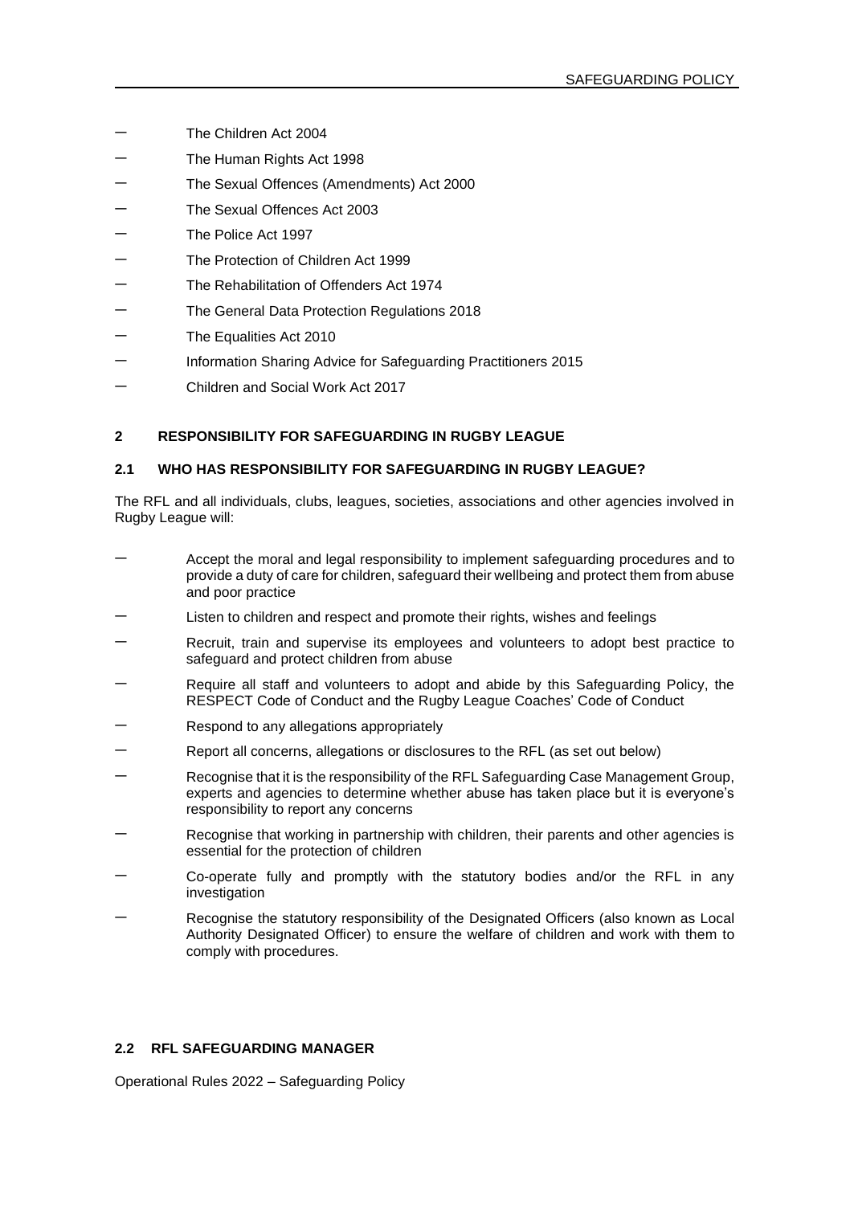- The Children Act 2004
- The Human Rights Act 1998
- The Sexual Offences (Amendments) Act 2000
- The Sexual Offences Act 2003
- The Police Act 1997
- The Protection of Children Act 1999
- The Rehabilitation of Offenders Act 1974
- The General Data Protection Regulations 2018
- The Equalities Act 2010
- Information Sharing Advice for Safeguarding Practitioners 2015
- Children and Social Work Act 2017

## 2 RESPONSIBILITY FOR SAFEGUARDING IN RUGBY LEAGUE

### 2.1 WHO HAS RESPONSIBILITY FOR SAFEGUARDING IN RUGBY LEAGUE?

The RFL and all individuals, clubs, leagues, societies, associations and other agencies involved in Rugby League will:

- Accept the moral and legal responsibility to implement safeguarding procedures and to provide a duty of care for children, safeguard their wellbeing and protect them from abuse and poor practice
- Listen to children and respect and promote their rights, wishes and feelings
- Recruit, train and supervise its employees and volunteers to adopt best practice to safeguard and protect children from abuse
- Require all staff and volunteers to adopt and abide by this Safeguarding Policy, the RESPECT Code of Conduct and the Rugby League Coaches' Code of Conduct
- Respond to any allegations appropriately
- Report all concerns, allegations or disclosures to the RFL (as set out below)
- Recognise that it is the responsibility of the RFL Safeguarding Case Management Group, experts and agencies to determine whether abuse has taken place but it is everyone's responsibility to report any concerns
- Recognise that working in partnership with children, their parents and other agencies is essential for the protection of children
- Co-operate fully and promptly with the statutory bodies and/or the RFL in any investigation
- Recognise the statutory responsibility of the Designated Officers (also known as Local Authority Designated Officer) to ensure the welfare of children and work with them to comply with procedures.

### 2.2 RFL SAFEGUARDING MANAGER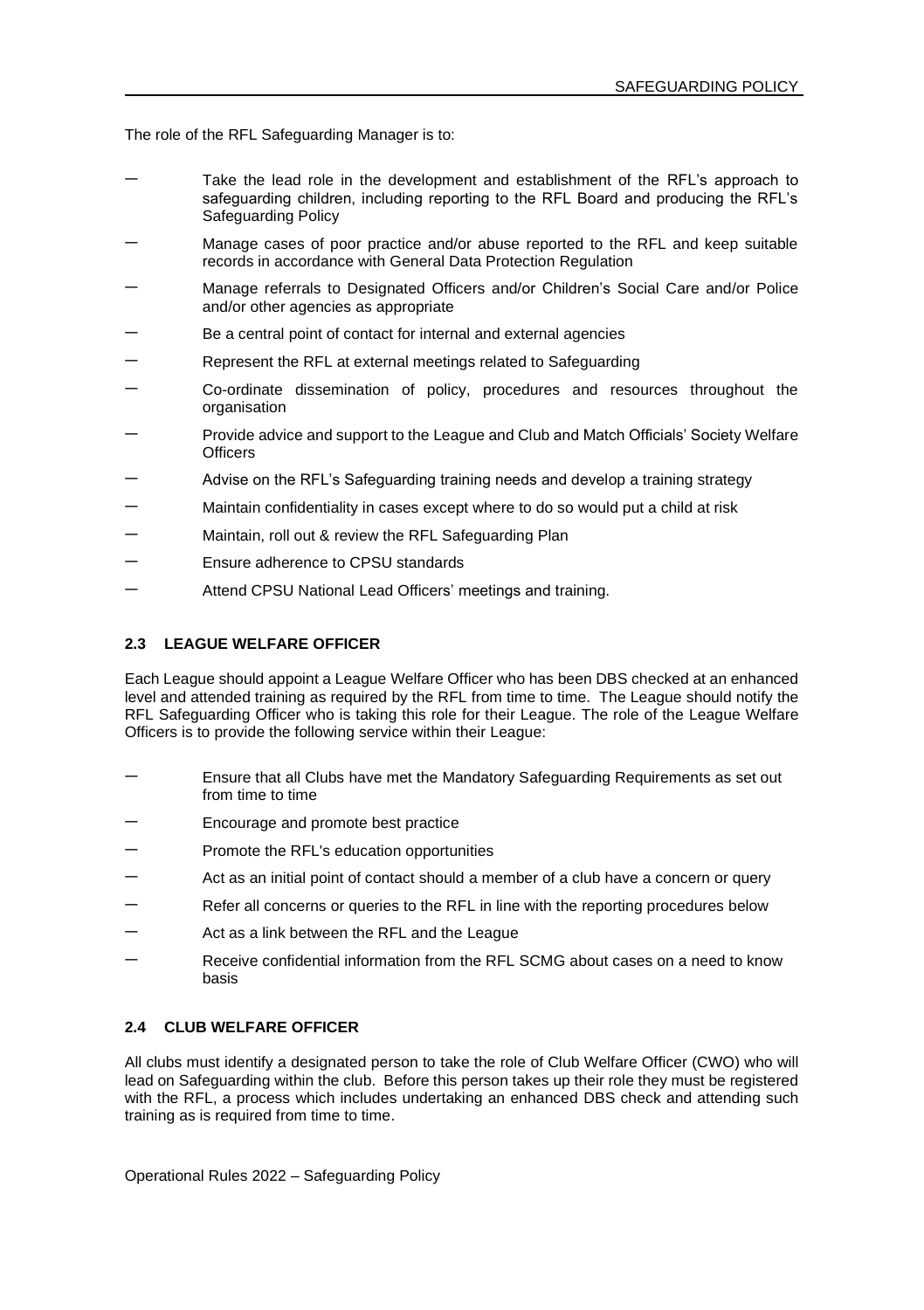The role of the RFL Safeguarding Manager is to:

- Take the lead role in the development and establishment of the RFL's approach to safeguarding children, including reporting to the RFL Board and producing the RFL's Safeguarding Policy
- Manage cases of poor practice and/or abuse reported to the RFL and keep suitable records in accordance with General Data Protection Regulation
- Manage referrals to Designated Officers and/or Children's Social Care and/or Police and/or other agencies as appropriate
- Be a central point of contact for internal and external agencies
- Represent the RFL at external meetings related to Safeguarding
- Co-ordinate dissemination of policy, procedures and resources throughout the organisation
- Provide advice and support to the League and Club and Match Officials' Society Welfare Officers
- Advise on the RFL's Safeguarding training needs and develop a training strategy
- Maintain confidentiality in cases except where to do so would put a child at risk
- Maintain, roll out & review the RFL Safeguarding Plan
- Ensure adherence to CPSU standards
- Attend CPSU National Lead Officers' meetings and training.

### 2.3 LEAGUE WELFARE OFFICER

Each League should appoint a League Welfare Officer who has been DBS checked at an enhanced level and attended training as required by the RFL from time to time. The League should notify the RFL Safeguarding Officer who is taking this role for their League. The role of the League Welfare Officers is to provide the following service within their League:

- Ensure that all Clubs have met the Mandatory Safeguarding Requirements as set out from time to time
- Encourage and promote best practice
- Promote the RFL's education opportunities
- Act as an initial point of contact should a member of a club have a concern or query
- Refer all concerns or queries to the RFL in line with the reporting procedures below
- Act as a link between the RFL and the League
- Receive confidential information from the RFL SCMG about cases on a need to know basis

### 2.4 CLUB WELFARE OFFICER

All clubs must identify a designated person to take the role of Club Welfare Officer (CWO) who will lead on Safeguarding within the club. Before this person takes up their role they must be registered with the RFL, a process which includes undertaking an enhanced DBS check and attending such training as is required from time to time.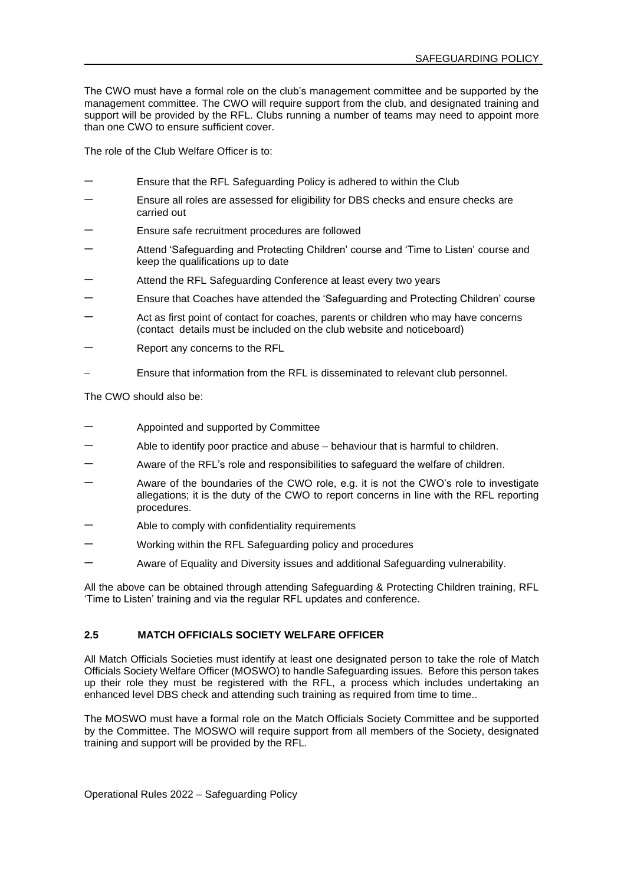The CWO must have a formal role on the club's management committee and be supported by the management committee. The CWO will require support from the club, and designated training and support will be provided by the RFL. Clubs running a number of teams may need to appoint more than one CWO to ensure sufficient cover.

The role of the Club Welfare Officer is to:

- Ensure that the RFL Safeguarding Policy is adhered to within the Club
- Ensure all roles are assessed for eligibility for DBS checks and ensure checks are carried out
- Ensure safe recruitment procedures are followed
- Attend 'Safeguarding and Protecting Children' course and 'Time to Listen' course and keep the qualifications up to date
- Attend the RFL Safeguarding Conference at least every two years
- Ensure that Coaches have attended the 'Safeguarding and Protecting Children' course
- Act as first point of contact for coaches, parents or children who may have concerns (contact details must be included on the club website and noticeboard)
- Report any concerns to the RFL
- Ensure that information from the RFL is disseminated to relevant club personnel.

The CWO should also be:

- Appointed and supported by Committee
- Able to identify poor practice and abuse – behaviour that is harmful to children.
- Aware of the RFL's role and responsibilities to safeguard the welfare of children.
- Aware of the boundaries of the CWO role, e.g. it is not the CWO's role to investigate allegations; it is the duty of the CWO to report concerns in line with the RFL reporting procedures.
- Able to comply with confidentiality requirements
- Working within the RFL Safeguarding policy and procedures
- Aware of Equality and Diversity issues and additional Safeguarding vulnerability.

All the above can be obtained through attending Safeguarding & Protecting Children training, RFL 'Time to Listen' training and via the regular RFL updates and conference.

### 2.5 MATCH OFFICIALS SOCIETY WELFARE OFFICER

All Match Officials Societies must identify at least one designated person to take the role of Match Officials Society Welfare Officer (MOSWO) to handle Safeguarding issues. Before this person takes up their role they must be registered with the RFL, a process which includes undertaking an enhanced level DBS check and attending such training as required from time to time..

The MOSWO must have a formal role on the Match Officials Society Committee and be supported by the Committee. The MOSWO will require support from all members of the Society, designated training and support will be provided by the RFL.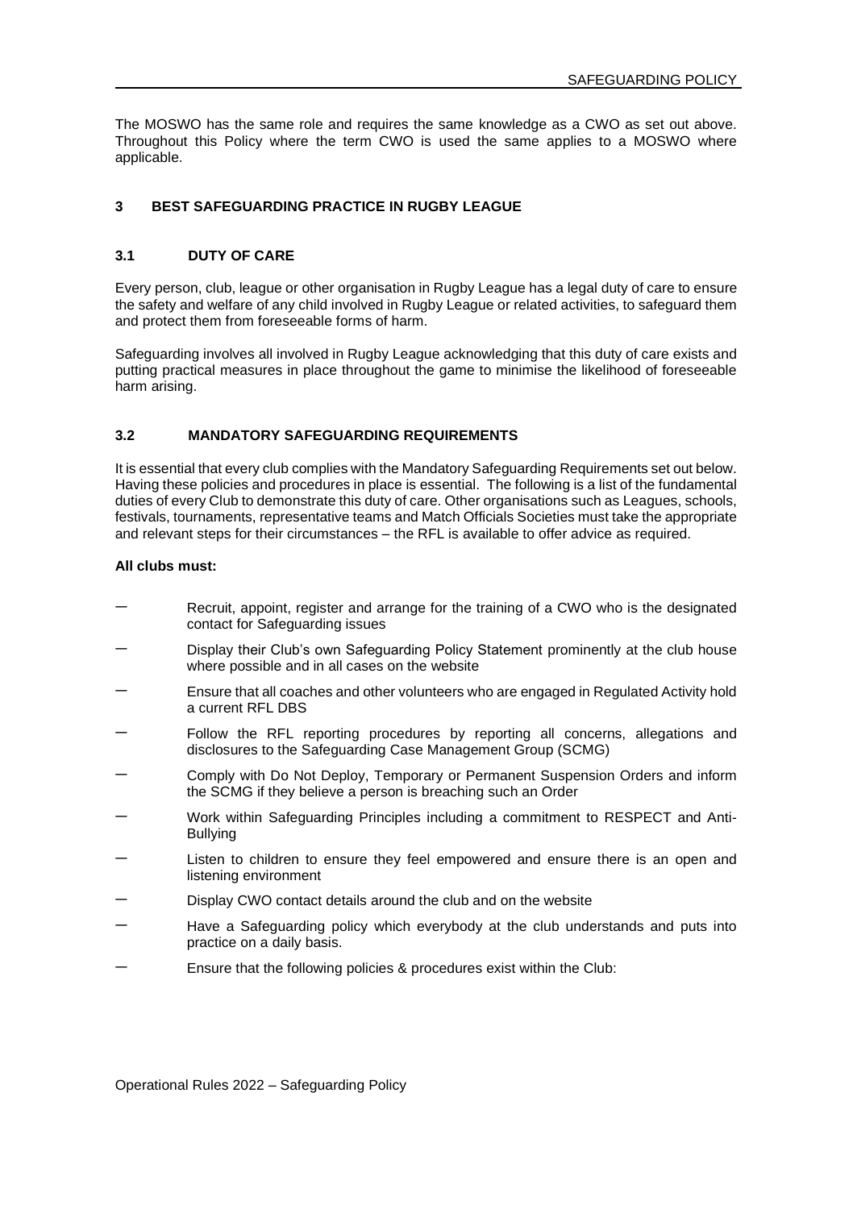The MOSWO has the same role and requires the same knowledge as a CWO as set out above. Throughout this Policy where the term CWO is used the same applies to a MOSWO where applicable.

## 3 BEST SAFEGUARDING PRACTICE IN RUGBY LEAGUE

### 3.1 DUTY OF CARE

Every person, club, league or other organisation in Rugby League has a legal duty of care to ensure the safety and welfare of any child involved in Rugby League or related activities, to safeguard them and protect them from foreseeable forms of harm.

Safeguarding involves all involved in Rugby League acknowledging that this duty of care exists and putting practical measures in place throughout the game to minimise the likelihood of foreseeable harm arising.

### 3.2 MANDATORY SAFEGUARDING REQUIREMENTS

It is essential that every club complies with the Mandatory Safeguarding Requirements set out below. Having these policies and procedures in place is essential. The following is a list of the fundamental duties of every Club to demonstrate this duty of care. Other organisations such as Leagues, schools, festivals, tournaments, representative teams and Match Officials Societies must take the appropriate and relevant steps for their circumstances – the RFL is available to offer advice as required.

**All clubs must:**

- Recruit, appoint, register and arrange for the training of a CWO who is the designated contact for Safeguarding issues
- Display their Club's own Safeguarding Policy Statement prominently at the club house where possible and in all cases on the website
- Ensure that all coaches and other volunteers who are engaged in Regulated Activity hold a current RFL DBS
- Follow the RFL reporting procedures by reporting all concerns, allegations and disclosures to the Safeguarding Case Management Group (SCMG)
- Comply with Do Not Deploy, Temporary or Permanent Suspension Orders and inform the SCMG if they believe a person is breaching such an Order
- Work within Safeguarding Principles including a commitment to RESPECT and Anti-Bullying
- Listen to children to ensure they feel empowered and ensure there is an open and listening environment
- Display CWO contact details around the club and on the website
- Have a Safeguarding policy which everybody at the club understands and puts into practice on a daily basis.
- Ensure that the following policies & procedures exist within the Club: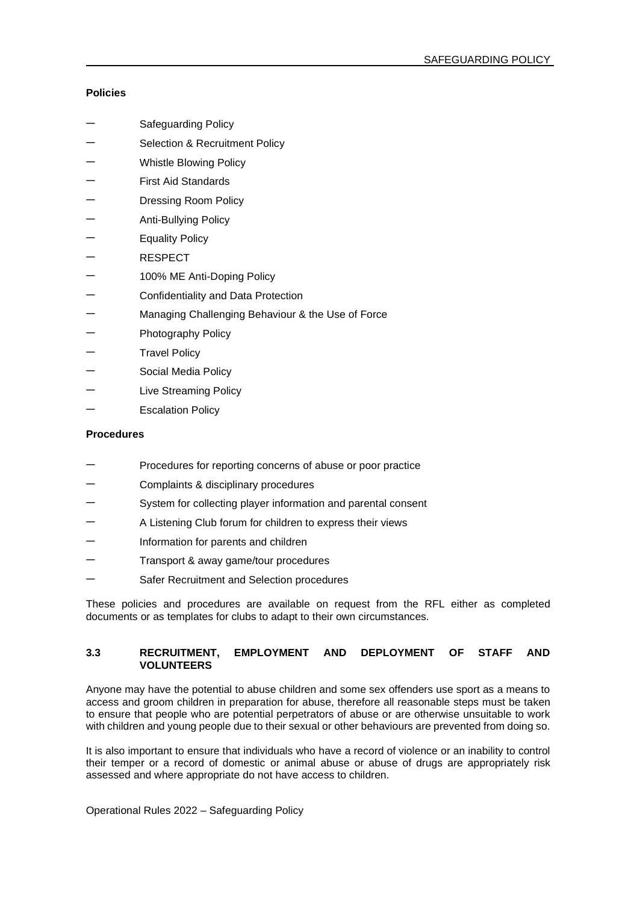**Policies**

- Safeguarding Policy
- Selection & Recruitment Policy
- Whistle Blowing Policy
- First Aid Standards
- Dressing Room Policy
- Anti-Bullying Policy
- Equality Policy
- RESPECT
- 100% ME Anti-Doping Policy
- Confidentiality and Data Protection
- Managing Challenging Behaviour & the Use of Force
- Photography Policy
- Travel Policy
- Social Media Policy
- Live Streaming Policy
- Escalation Policy

**Procedures**

- Procedures for reporting concerns of abuse or poor practice
- Complaints & disciplinary procedures
- System for collecting player information and parental consent
- A Listening Club forum for children to express their views
- Information for parents and children
- Transport & away game/tour procedures
- Safer Recruitment and Selection procedures

These policies and procedures are available on request from the RFL either as completed documents or as templates for clubs to adapt to their own circumstances.

### 3.3 RECRUITMENT, EMPLOYMENT AND DEPLOYMENT OF STAFF AND VOLUNTEERS

Anyone may have the potential to abuse children and some sex offenders use sport as a means to access and groom children in preparation for abuse, therefore all reasonable steps must be taken to ensure that people who are potential perpetrators of abuse or are otherwise unsuitable to work with children and young people due to their sexual or other behaviours are prevented from doing so.

It is also important to ensure that individuals who have a record of violence or an inability to control their temper or a record of domestic or animal abuse or abuse of drugs are appropriately risk assessed and where appropriate do not have access to children.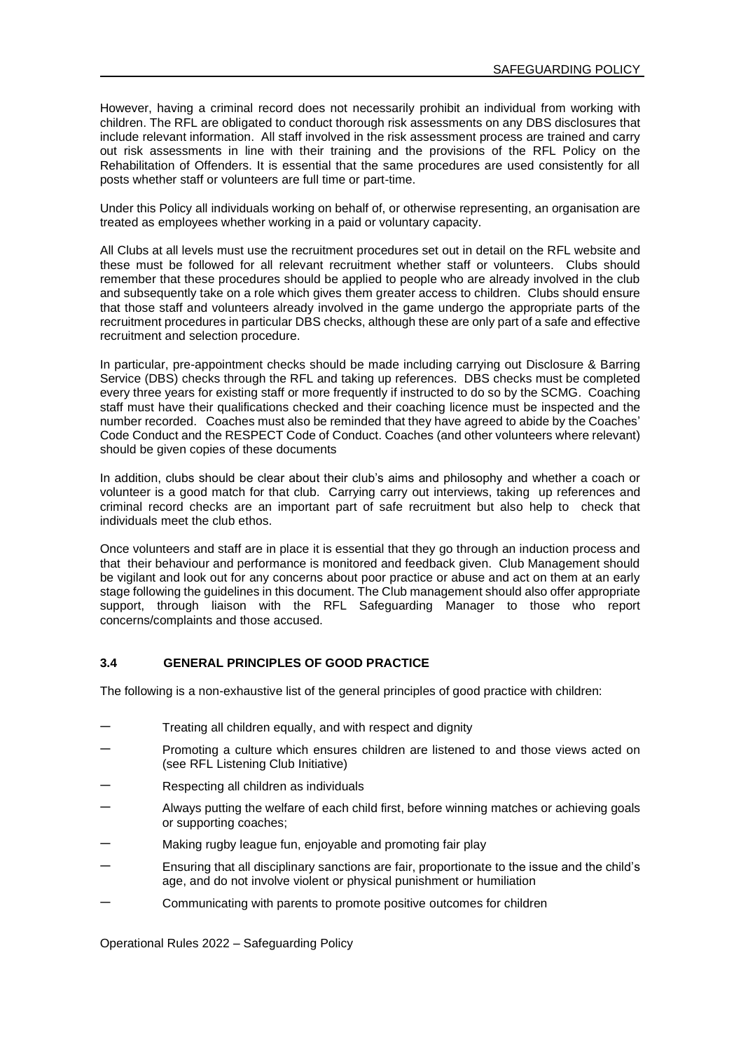However, having a criminal record does not necessarily prohibit an individual from working with children. The RFL are obligated to conduct thorough risk assessments on any DBS disclosures that include relevant information. All staff involved in the risk assessment process are trained and carry out risk assessments in line with their training and the provisions of the RFL Policy on the Rehabilitation of Offenders. It is essential that the same procedures are used consistently for all posts whether staff or volunteers are full time or part-time.

Under this Policy all individuals working on behalf of, or otherwise representing, an organisation are treated as employees whether working in a paid or voluntary capacity.

All Clubs at all levels must use the recruitment procedures set out in detail on the RFL website and these must be followed for all relevant recruitment whether staff or volunteers. Clubs should remember that these procedures should be applied to people who are already involved in the club and subsequently take on a role which gives them greater access to children. Clubs should ensure that those staff and volunteers already involved in the game undergo the appropriate parts of the recruitment procedures in particular DBS checks, although these are only part of a safe and effective recruitment and selection procedure.

In particular, pre-appointment checks should be made including carrying out Disclosure & Barring Service (DBS) checks through the RFL and taking up references. DBS checks must be completed every three years for existing staff or more frequently if instructed to do so by the SCMG. Coaching staff must have their qualifications checked and their coaching licence must be inspected and the number recorded. Coaches must also be reminded that they have agreed to abide by the Coaches' Code Conduct and the RESPECT Code of Conduct. Coaches (and other volunteers where relevant) should be given copies of these documents

In addition, clubs should be clear about their club's aims and philosophy and whether a coach or volunteer is a good match for that club. Carrying carry out interviews, taking up references and criminal record checks are an important part of safe recruitment but also help to check that individuals meet the club ethos.

Once volunteers and staff are in place it is essential that they go through an induction process and that their behaviour and performance is monitored and feedback given. Club Management should be vigilant and look out for any concerns about poor practice or abuse and act on them at an early stage following the guidelines in this document. The Club management should also offer appropriate support, through liaison with the RFL Safeguarding Manager to those who report concerns/complaints and those accused.

### 3.4 GENERAL PRINCIPLES OF GOOD PRACTICE

The following is a non-exhaustive list of the general principles of good practice with children:

- Treating all children equally, and with respect and dignity
- Promoting a culture which ensures children are listened to and those views acted on (see RFL Listening Club Initiative)
- Respecting all children as individuals
- Always putting the welfare of each child first, before winning matches or achieving goals or supporting coaches;
- Making rugby league fun, enjoyable and promoting fair play
- Ensuring that all disciplinary sanctions are fair, proportionate to the issue and the child's age, and do not involve violent or physical punishment or humiliation
- Communicating with parents to promote positive outcomes for children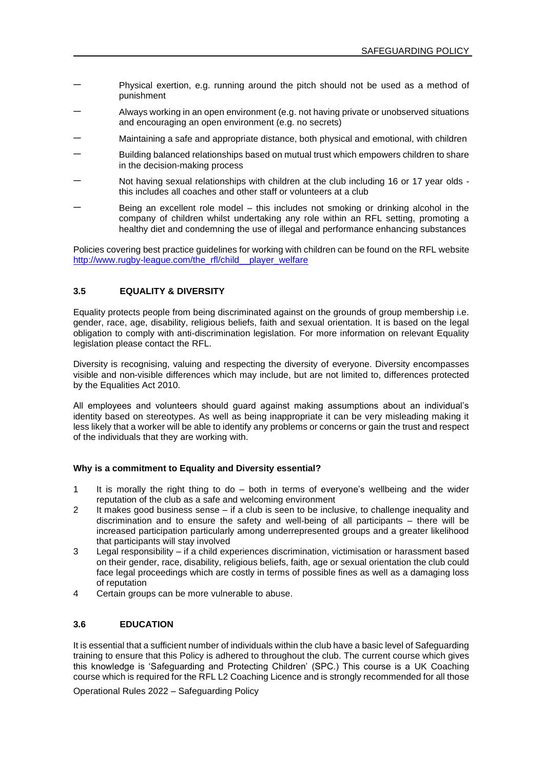- Physical exertion, e.g. running around the pitch should not be used as a method of punishment
- Always working in an open environment (e.g. not having private or unobserved situations and encouraging an open environment (e.g. no secrets)
- Maintaining a safe and appropriate distance, both physical and emotional, with children
- Building balanced relationships based on mutual trust which empowers children to share in the decision-making process
- Not having sexual relationships with children at the club including 16 or 17 year olds - this includes all coaches and other staff or volunteers at a club
- Being an excellent role model – this includes not smoking or drinking alcohol in the company of children whilst undertaking any role within an RFL setting, promoting a healthy diet and condemning the use of illegal and performance enhancing substances

Policies covering best practice guidelines for working with children can be found on the RFL website [http://www.rugby-league.com/the_rfl/child__player_welfare](http://www.rugby-league.com/the_rfl/child__player_welfare)

### 3.5 EQUALITY & DIVERSITY

Equality protects people from being discriminated against on the grounds of group membership i.e. gender, race, age, disability, religious beliefs, faith and sexual orientation. It is based on the legal obligation to comply with anti-discrimination legislation. For more information on relevant Equality legislation please contact the RFL.

Diversity is recognising, valuing and respecting the diversity of everyone. Diversity encompasses visible and non-visible differences which may include, but are not limited to, differences protected by the Equalities Act 2010.

All employees and volunteers should guard against making assumptions about an individual's identity based on stereotypes. As well as being inappropriate it can be very misleading making it less likely that a worker will be able to identify any problems or concerns or gain the trust and respect of the individuals that they are working with.

**Why is a commitment to Equality and Diversity essential?**

1. It is morally the right thing to do – both in terms of everyone's wellbeing and the wider reputation of the club as a safe and welcoming environment
2. It makes good business sense – if a club is seen to be inclusive, to challenge inequality and discrimination and to ensure the safety and well-being of all participants – there will be increased participation particularly among underrepresented groups and a greater likelihood that participants will stay involved
3. Legal responsibility – if a child experiences discrimination, victimisation or harassment based on their gender, race, disability, religious beliefs, faith, age or sexual orientation the club could face legal proceedings which are costly in terms of possible fines as well as a damaging loss of reputation
4. Certain groups can be more vulnerable to abuse.

### 3.6 EDUCATION

It is essential that a sufficient number of individuals within the club have a basic level of Safeguarding training to ensure that this Policy is adhered to throughout the club. The current course which gives this knowledge is 'Safeguarding and Protecting Children' (SPC.) This course is a UK Coaching course which is required for the RFL L2 Coaching Licence and is strongly recommended for all those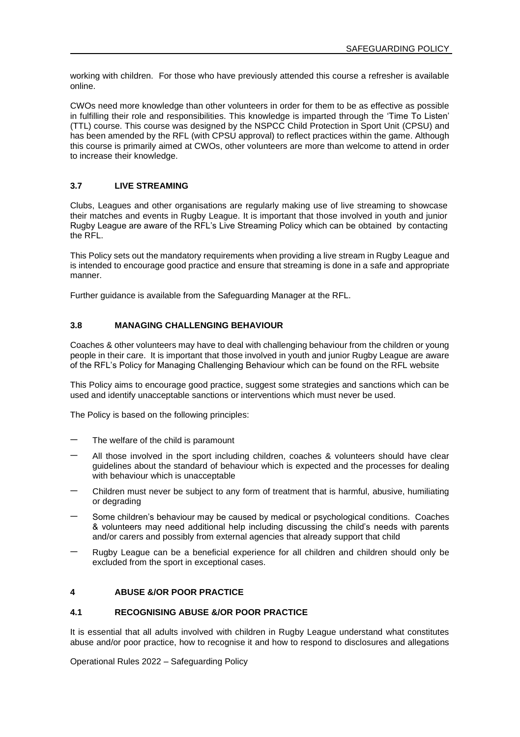working with children. For those who have previously attended this course a refresher is available online.

CWOs need more knowledge than other volunteers in order for them to be as effective as possible in fulfilling their role and responsibilities. This knowledge is imparted through the 'Time To Listen' (TTL) course. This course was designed by the NSPCC Child Protection in Sport Unit (CPSU) and has been amended by the RFL (with CPSU approval) to reflect practices within the game. Although this course is primarily aimed at CWOs, other volunteers are more than welcome to attend in order to increase their knowledge.

### 3.7 LIVE STREAMING

Clubs, Leagues and other organisations are regularly making use of live streaming to showcase their matches and events in Rugby League. It is important that those involved in youth and junior Rugby League are aware of the RFL's Live Streaming Policy which can be obtained by contacting the RFL.

This Policy sets out the mandatory requirements when providing a live stream in Rugby League and is intended to encourage good practice and ensure that streaming is done in a safe and appropriate manner.

Further guidance is available from the Safeguarding Manager at the RFL.

### 3.8 MANAGING CHALLENGING BEHAVIOUR

Coaches & other volunteers may have to deal with challenging behaviour from the children or young people in their care. It is important that those involved in youth and junior Rugby League are aware of the RFL's Policy for Managing Challenging Behaviour which can be found on the RFL website

This Policy aims to encourage good practice, suggest some strategies and sanctions which can be used and identify unacceptable sanctions or interventions which must never be used.

The Policy is based on the following principles:

- The welfare of the child is paramount
- All those involved in the sport including children, coaches & volunteers should have clear guidelines about the standard of behaviour which is expected and the processes for dealing with behaviour which is unacceptable
- Children must never be subject to any form of treatment that is harmful, abusive, humiliating or degrading
- Some children's behaviour may be caused by medical or psychological conditions. Coaches & volunteers may need additional help including discussing the child's needs with parents and/or carers and possibly from external agencies that already support that child
- Rugby League can be a beneficial experience for all children and children should only be excluded from the sport in exceptional cases.

## 4 ABUSE &/OR POOR PRACTICE

### 4.1 RECOGNISING ABUSE &/OR POOR PRACTICE

It is essential that all adults involved with children in Rugby League understand what constitutes abuse and/or poor practice, how to recognise it and how to respond to disclosures and allegations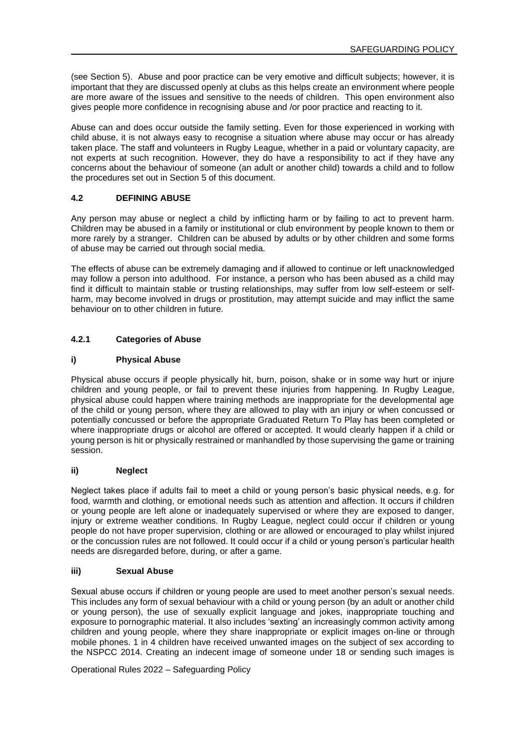(see Section 5). Abuse and poor practice can be very emotive and difficult subjects; however, it is important that they are discussed openly at clubs as this helps create an environment where people are more aware of the issues and sensitive to the needs of children. This open environment also gives people more confidence in recognising abuse and /or poor practice and reacting to it.

Abuse can and does occur outside the family setting. Even for those experienced in working with child abuse, it is not always easy to recognise a situation where abuse may occur or has already taken place. The staff and volunteers in Rugby League, whether in a paid or voluntary capacity, are not experts at such recognition. However, they do have a responsibility to act if they have any concerns about the behaviour of someone (an adult or another child) towards a child and to follow the procedures set out in Section 5 of this document.

### 4.2 DEFINING ABUSE

Any person may abuse or neglect a child by inflicting harm or by failing to act to prevent harm. Children may be abused in a family or institutional or club environment by people known to them or more rarely by a stranger. Children can be abused by adults or by other children and some forms of abuse may be carried out through social media.

The effects of abuse can be extremely damaging and if allowed to continue or left unacknowledged may follow a person into adulthood. For instance, a person who has been abused as a child may find it difficult to maintain stable or trusting relationships, may suffer from low self-esteem or self-harm, may become involved in drugs or prostitution, may attempt suicide and may inflict the same behaviour on to other children in future.

#### 4.2.1 Categories of Abuse

#### i) Physical Abuse

Physical abuse occurs if people physically hit, burn, poison, shake or in some way hurt or injure children and young people, or fail to prevent these injuries from happening. In Rugby League, physical abuse could happen where training methods are inappropriate for the developmental age of the child or young person, where they are allowed to play with an injury or when concussed or potentially concussed or before the appropriate Graduated Return To Play has been completed or where inappropriate drugs or alcohol are offered or accepted. It would clearly happen if a child or young person is hit or physically restrained or manhandled by those supervising the game or training session.

#### ii) Neglect

Neglect takes place if adults fail to meet a child or young person's basic physical needs, e.g. for food, warmth and clothing, or emotional needs such as attention and affection. It occurs if children or young people are left alone or inadequately supervised or where they are exposed to danger, injury or extreme weather conditions. In Rugby League, neglect could occur if children or young people do not have proper supervision, clothing or are allowed or encouraged to play whilst injured or the concussion rules are not followed. It could occur if a child or young person's particular health needs are disregarded before, during, or after a game.

#### iii) Sexual Abuse

Sexual abuse occurs if children or young people are used to meet another person's sexual needs. This includes any form of sexual behaviour with a child or young person (by an adult or another child or young person), the use of sexually explicit language and jokes, inappropriate touching and exposure to pornographic material. It also includes 'sexting' an increasingly common activity among children and young people, where they share inappropriate or explicit images on-line or through mobile phones. 1 in 4 children have received unwanted images on the subject of sex according to the NSPCC 2014. Creating an indecent image of someone under 18 or sending such images is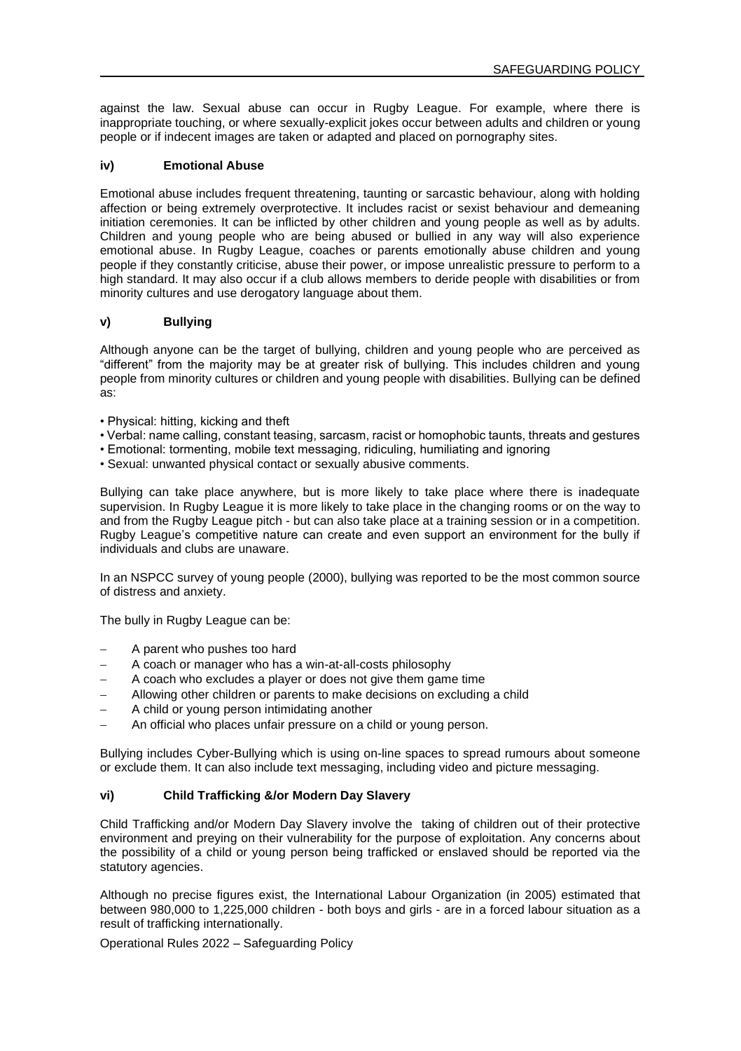against the law. Sexual abuse can occur in Rugby League. For example, where there is inappropriate touching, or where sexually-explicit jokes occur between adults and children or young people or if indecent images are taken or adapted and placed on pornography sites.

### iv) Emotional Abuse

Emotional abuse includes frequent threatening, taunting or sarcastic behaviour, along with holding affection or being extremely overprotective. It includes racist or sexist behaviour and demeaning initiation ceremonies. It can be inflicted by other children and young people as well as by adults. Children and young people who are being abused or bullied in any way will also experience emotional abuse. In Rugby League, coaches or parents emotionally abuse children and young people if they constantly criticise, abuse their power, or impose unrealistic pressure to perform to a high standard. It may also occur if a club allows members to deride people with disabilities or from minority cultures and use derogatory language about them.

### v) Bullying

Although anyone can be the target of bullying, children and young people who are perceived as "different" from the majority may be at greater risk of bullying. This includes children and young people from minority cultures or children and young people with disabilities. Bullying can be defined as:

- Physical: hitting, kicking and theft
- Verbal: name calling, constant teasing, sarcasm, racist or homophobic taunts, threats and gestures
- Emotional: tormenting, mobile text messaging, ridiculing, humiliating and ignoring
- Sexual: unwanted physical contact or sexually abusive comments.

Bullying can take place anywhere, but is more likely to take place where there is inadequate supervision. In Rugby League it is more likely to take place in the changing rooms or on the way to and from the Rugby League pitch - but can also take place at a training session or in a competition. Rugby League's competitive nature can create and even support an environment for the bully if individuals and clubs are unaware.

In an NSPCC survey of young people (2000), bullying was reported to be the most common source of distress and anxiety.

The bully in Rugby League can be:

- A parent who pushes too hard
- A coach or manager who has a win-at-all-costs philosophy
- A coach who excludes a player or does not give them game time
- Allowing other children or parents to make decisions on excluding a child
- A child or young person intimidating another
- An official who places unfair pressure on a child or young person.

Bullying includes Cyber-Bullying which is using on-line spaces to spread rumours about someone or exclude them. It can also include text messaging, including video and picture messaging.

### vi) Child Trafficking &/or Modern Day Slavery

Child Trafficking and/or Modern Day Slavery involve the taking of children out of their protective environment and preying on their vulnerability for the purpose of exploitation. Any concerns about the possibility of a child or young person being trafficked or enslaved should be reported via the statutory agencies.

Although no precise figures exist, the International Labour Organization (in 2005) estimated that between 980,000 to 1,225,000 children - both boys and girls - are in a forced labour situation as a result of trafficking internationally.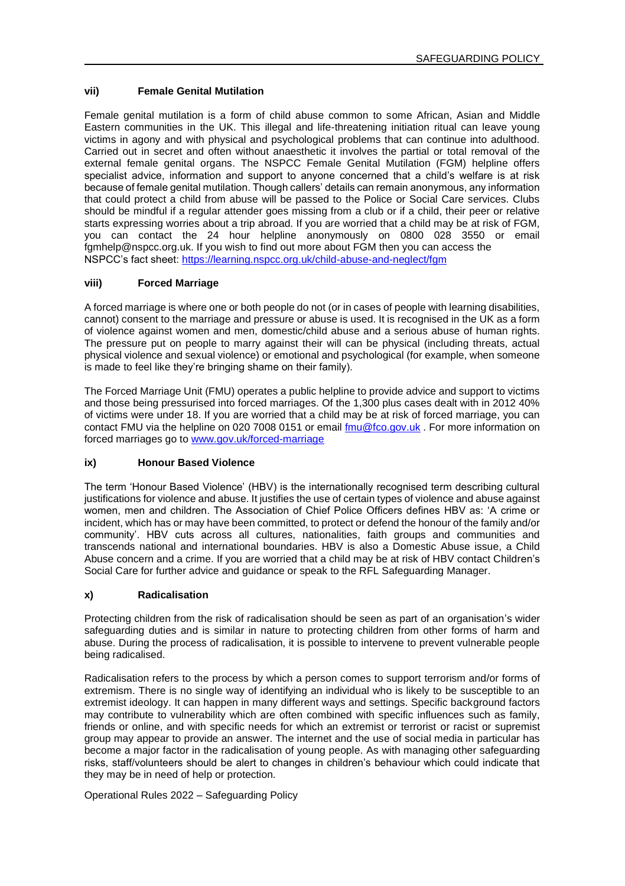### vii) Female Genital Mutilation

Female genital mutilation is a form of child abuse common to some African, Asian and Middle Eastern communities in the UK. This illegal and life-threatening initiation ritual can leave young victims in agony and with physical and psychological problems that can continue into adulthood. Carried out in secret and often without anaesthetic it involves the partial or total removal of the external female genital organs. The NSPCC Female Genital Mutilation (FGM) helpline offers specialist advice, information and support to anyone concerned that a child's welfare is at risk because of female genital mutilation. Though callers' details can remain anonymous, any information that could protect a child from abuse will be passed to the Police or Social Care services. Clubs should be mindful if a regular attender goes missing from a club or if a child, their peer or relative starts expressing worries about a trip abroad. If you are worried that a child may be at risk of FGM, you can contact the 24 hour helpline anonymously on 0800 028 3550 or email fgmhelp@nspcc.org.uk. If you wish to find out more about FGM then you can access the NSPCC's fact sheet: https://learning.nspcc.org.uk/child-abuse-and-neglect/fgm

### viii) Forced Marriage

A forced marriage is where one or both people do not (or in cases of people with learning disabilities, cannot) consent to the marriage and pressure or abuse is used. It is recognised in the UK as a form of violence against women and men, domestic/child abuse and a serious abuse of human rights. The pressure put on people to marry against their will can be physical (including threats, actual physical violence and sexual violence) or emotional and psychological (for example, when someone is made to feel like they're bringing shame on their family).

The Forced Marriage Unit (FMU) operates a public helpline to provide advice and support to victims and those being pressurised into forced marriages. Of the 1,300 plus cases dealt with in 2012 40% of victims were under 18. If you are worried that a child may be at risk of forced marriage, you can contact FMU via the helpline on 020 7008 0151 or email fmu@fco.gov.uk . For more information on forced marriages go to www.gov.uk/forced-marriage

### ix) Honour Based Violence

The term 'Honour Based Violence' (HBV) is the internationally recognised term describing cultural justifications for violence and abuse. It justifies the use of certain types of violence and abuse against women, men and children. The Association of Chief Police Officers defines HBV as: 'A crime or incident, which has or may have been committed, to protect or defend the honour of the family and/or community'. HBV cuts across all cultures, nationalities, faith groups and communities and transcends national and international boundaries. HBV is also a Domestic Abuse issue, a Child Abuse concern and a crime. If you are worried that a child may be at risk of HBV contact Children's Social Care for further advice and guidance or speak to the RFL Safeguarding Manager.

### x) Radicalisation

Protecting children from the risk of radicalisation should be seen as part of an organisation's wider safeguarding duties and is similar in nature to protecting children from other forms of harm and abuse. During the process of radicalisation, it is possible to intervene to prevent vulnerable people being radicalised.

Radicalisation refers to the process by which a person comes to support terrorism and/or forms of extremism. There is no single way of identifying an individual who is likely to be susceptible to an extremist ideology. It can happen in many different ways and settings. Specific background factors may contribute to vulnerability which are often combined with specific influences such as family, friends or online, and with specific needs for which an extremist or terrorist or racist or supremist group may appear to provide an answer. The internet and the use of social media in particular has become a major factor in the radicalisation of young people. As with managing other safeguarding risks, staff/volunteers should be alert to changes in children's behaviour which could indicate that they may be in need of help or protection.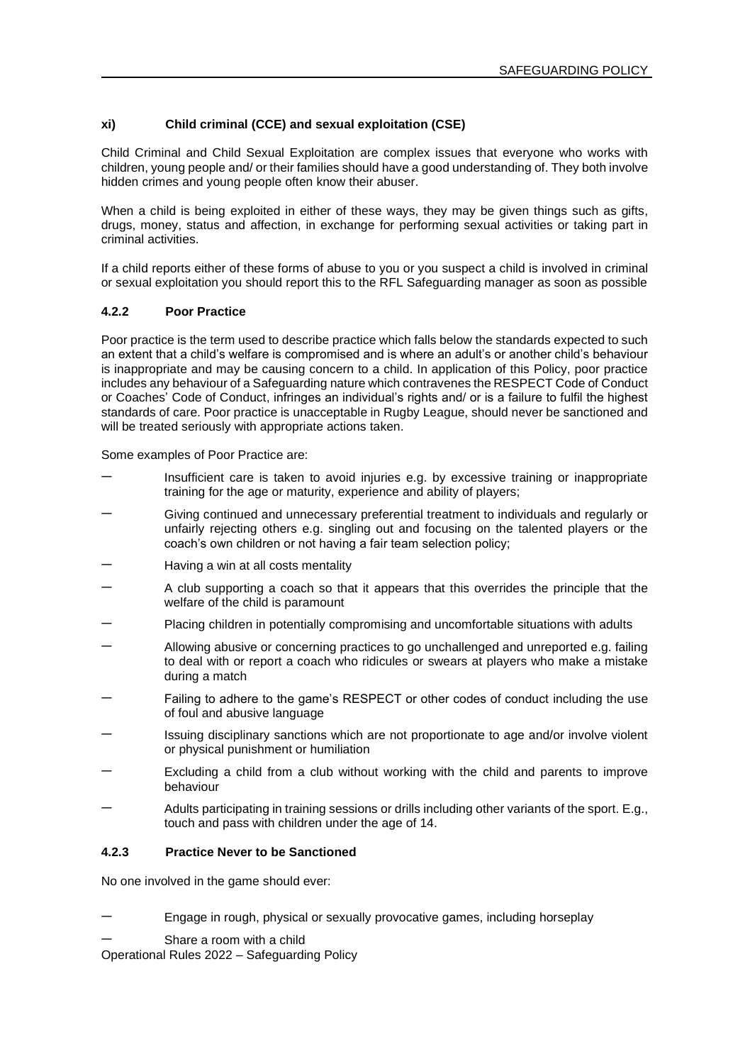### xi) Child criminal (CCE) and sexual exploitation (CSE)

Child Criminal and Child Sexual Exploitation are complex issues that everyone who works with children, young people and/ or their families should have a good understanding of. They both involve hidden crimes and young people often know their abuser.

When a child is being exploited in either of these ways, they may be given things such as gifts, drugs, money, status and affection, in exchange for performing sexual activities or taking part in criminal activities.

If a child reports either of these forms of abuse to you or you suspect a child is involved in criminal or sexual exploitation you should report this to the RFL Safeguarding manager as soon as possible

### 4.2.2 Poor Practice

Poor practice is the term used to describe practice which falls below the standards expected to such an extent that a child's welfare is compromised and is where an adult's or another child's behaviour is inappropriate and may be causing concern to a child. In application of this Policy, poor practice includes any behaviour of a Safeguarding nature which contravenes the RESPECT Code of Conduct or Coaches' Code of Conduct, infringes an individual's rights and/ or is a failure to fulfil the highest standards of care. Poor practice is unacceptable in Rugby League, should never be sanctioned and will be treated seriously with appropriate actions taken.

Some examples of Poor Practice are:

- Insufficient care is taken to avoid injuries e.g. by excessive training or inappropriate training for the age or maturity, experience and ability of players;
- Giving continued and unnecessary preferential treatment to individuals and regularly or unfairly rejecting others e.g. singling out and focusing on the talented players or the coach's own children or not having a fair team selection policy;
- Having a win at all costs mentality
- A club supporting a coach so that it appears that this overrides the principle that the welfare of the child is paramount
- Placing children in potentially compromising and uncomfortable situations with adults
- Allowing abusive or concerning practices to go unchallenged and unreported e.g. failing to deal with or report a coach who ridicules or swears at players who make a mistake during a match
- Failing to adhere to the game's RESPECT or other codes of conduct including the use of foul and abusive language
- Issuing disciplinary sanctions which are not proportionate to age and/or involve violent or physical punishment or humiliation
- Excluding a child from a club without working with the child and parents to improve behaviour
- Adults participating in training sessions or drills including other variants of the sport. E.g., touch and pass with children under the age of 14.

### 4.2.3 Practice Never to be Sanctioned

No one involved in the game should ever:

- Engage in rough, physical or sexually provocative games, including horseplay
- Share a room with a child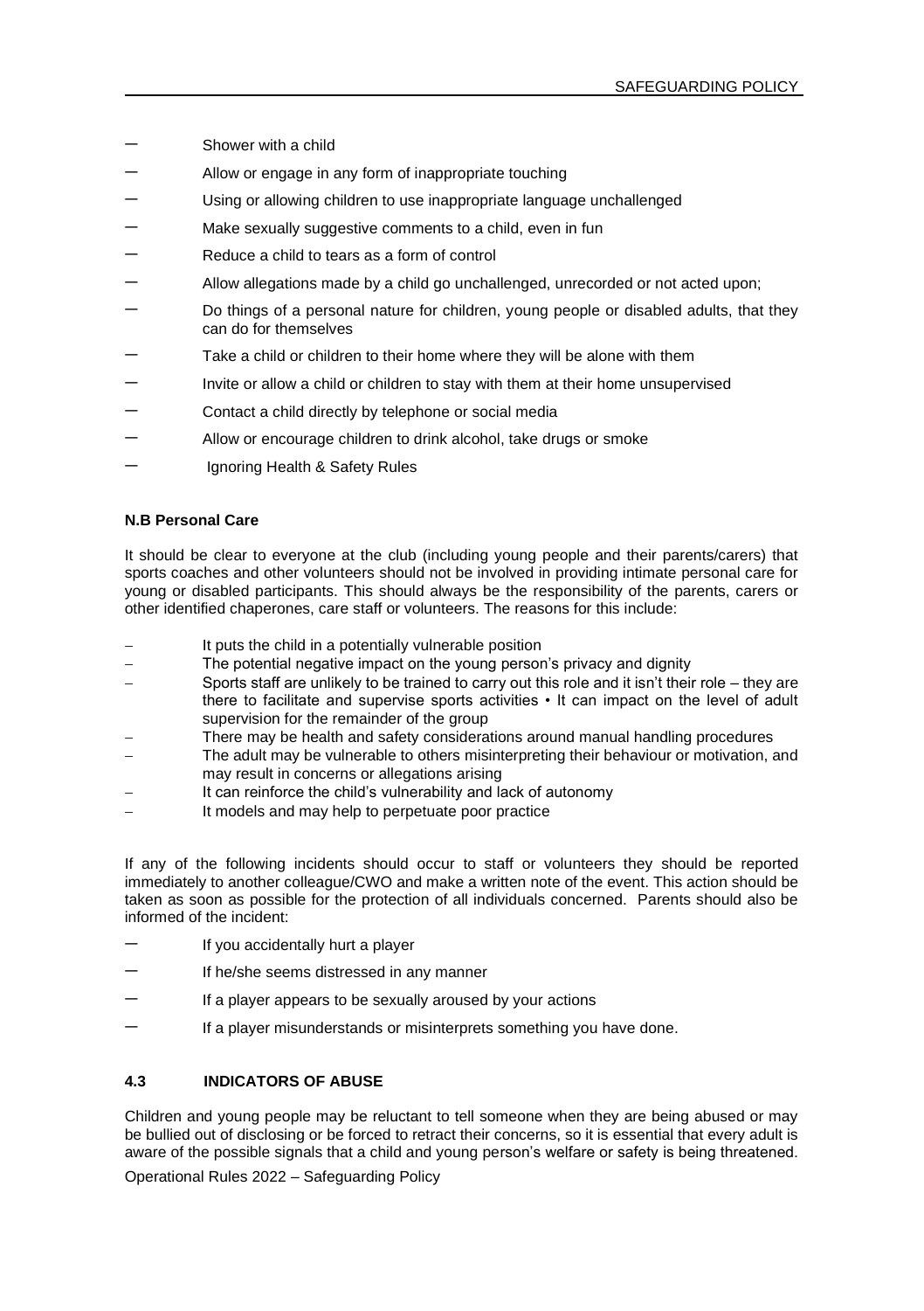- Shower with a child
- Allow or engage in any form of inappropriate touching
- Using or allowing children to use inappropriate language unchallenged
- Make sexually suggestive comments to a child, even in fun
- Reduce a child to tears as a form of control
- Allow allegations made by a child go unchallenged, unrecorded or not acted upon;
- Do things of a personal nature for children, young people or disabled adults, that they can do for themselves
- Take a child or children to their home where they will be alone with them
- Invite or allow a child or children to stay with them at their home unsupervised
- Contact a child directly by telephone or social media
- Allow or encourage children to drink alcohol, take drugs or smoke
- Ignoring Health & Safety Rules

**N.B Personal Care**

It should be clear to everyone at the club (including young people and their parents/carers) that sports coaches and other volunteers should not be involved in providing intimate personal care for young or disabled participants. This should always be the responsibility of the parents, carers or other identified chaperones, care staff or volunteers. The reasons for this include:

- It puts the child in a potentially vulnerable position
- The potential negative impact on the young person's privacy and dignity
- Sports staff are unlikely to be trained to carry out this role and it isn't their role – they are there to facilitate and supervise sports activities • It can impact on the level of adult supervision for the remainder of the group
- There may be health and safety considerations around manual handling procedures
- The adult may be vulnerable to others misinterpreting their behaviour or motivation, and may result in concerns or allegations arising
- It can reinforce the child's vulnerability and lack of autonomy
- It models and may help to perpetuate poor practice

If any of the following incidents should occur to staff or volunteers they should be reported immediately to another colleague/CWO and make a written note of the event. This action should be taken as soon as possible for the protection of all individuals concerned. Parents should also be informed of the incident:

- If you accidentally hurt a player
- If he/she seems distressed in any manner
- If a player appears to be sexually aroused by your actions
- If a player misunderstands or misinterprets something you have done.

### 4.3 INDICATORS OF ABUSE

Children and young people may be reluctant to tell someone when they are being abused or may be bullied out of disclosing or be forced to retract their concerns, so it is essential that every adult is aware of the possible signals that a child and young person's welfare or safety is being threatened.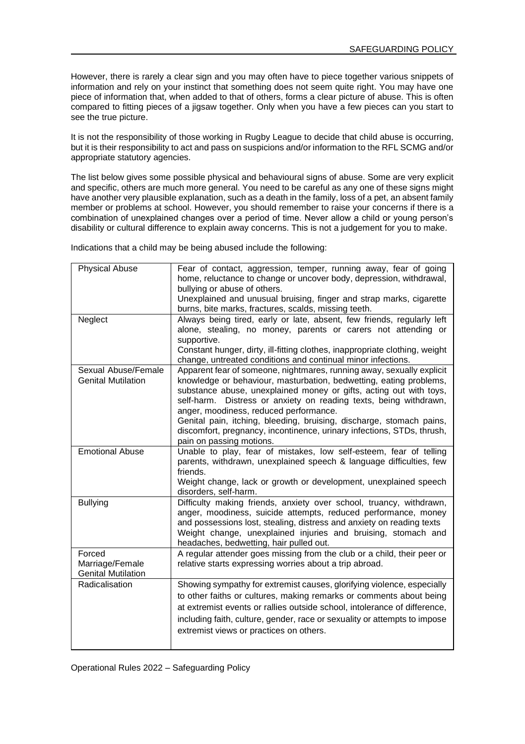However, there is rarely a clear sign and you may often have to piece together various snippets of information and rely on your instinct that something does not seem quite right. You may have one piece of information that, when added to that of others, forms a clear picture of abuse. This is often compared to fitting pieces of a jigsaw together. Only when you have a few pieces can you start to see the true picture.

It is not the responsibility of those working in Rugby League to decide that child abuse is occurring, but it is their responsibility to act and pass on suspicions and/or information to the RFL SCMG and/or appropriate statutory agencies.

The list below gives some possible physical and behavioural signs of abuse. Some are very explicit and specific, others are much more general. You need to be careful as any one of these signs might have another very plausible explanation, such as a death in the family, loss of a pet, an absent family member or problems at school. However, you should remember to raise your concerns if there is a combination of unexplained changes over a period of time. Never allow a child or young person's disability or cultural difference to explain away concerns. This is not a judgement for you to make.

Indications that a child may be being abused include the following:

| | |
|---|---|
| Physical Abuse | Fear of contact, aggression, temper, running away, fear of going home, reluctance to change or uncover body, depression, withdrawal, bullying or abuse of others.<br>Unexplained and unusual bruising, finger and strap marks, cigarette burns, bite marks, fractures, scalds, missing teeth. |
| Neglect | Always being tired, early or late, absent, few friends, regularly left alone, stealing, no money, parents or carers not attending or supportive.<br>Constant hunger, dirty, ill-fitting clothes, inappropriate clothing, weight change, untreated conditions and continual minor infections. |
| Sexual Abuse/Female Genital Mutilation | Apparent fear of someone, nightmares, running away, sexually explicit knowledge or behaviour, masturbation, bedwetting, eating problems, substance abuse, unexplained money or gifts, acting out with toys, self-harm. Distress or anxiety on reading texts, being withdrawn, anger, moodiness, reduced performance.<br>Genital pain, itching, bleeding, bruising, discharge, stomach pains, discomfort, pregnancy, incontinence, urinary infections, STDs, thrush, pain on passing motions. |
| Emotional Abuse | Unable to play, fear of mistakes, low self-esteem, fear of telling parents, withdrawn, unexplained speech & language difficulties, few friends.<br>Weight change, lack or growth or development, unexplained speech disorders, self-harm. |
| Bullying | Difficulty making friends, anxiety over school, truancy, withdrawn, anger, moodiness, suicide attempts, reduced performance, money and possessions lost, stealing, distress and anxiety on reading texts<br>Weight change, unexplained injuries and bruising, stomach and headaches, bedwetting, hair pulled out. |
| Forced Marriage/Female Genital Mutilation | A regular attender goes missing from the club or a child, their peer or relative starts expressing worries about a trip abroad. |
| Radicalisation | Showing sympathy for extremist causes, glorifying violence, especially to other faiths or cultures, making remarks or comments about being at extremist events or rallies outside school, intolerance of difference, including faith, culture, gender, race or sexuality or attempts to impose extremist views or practices on others. |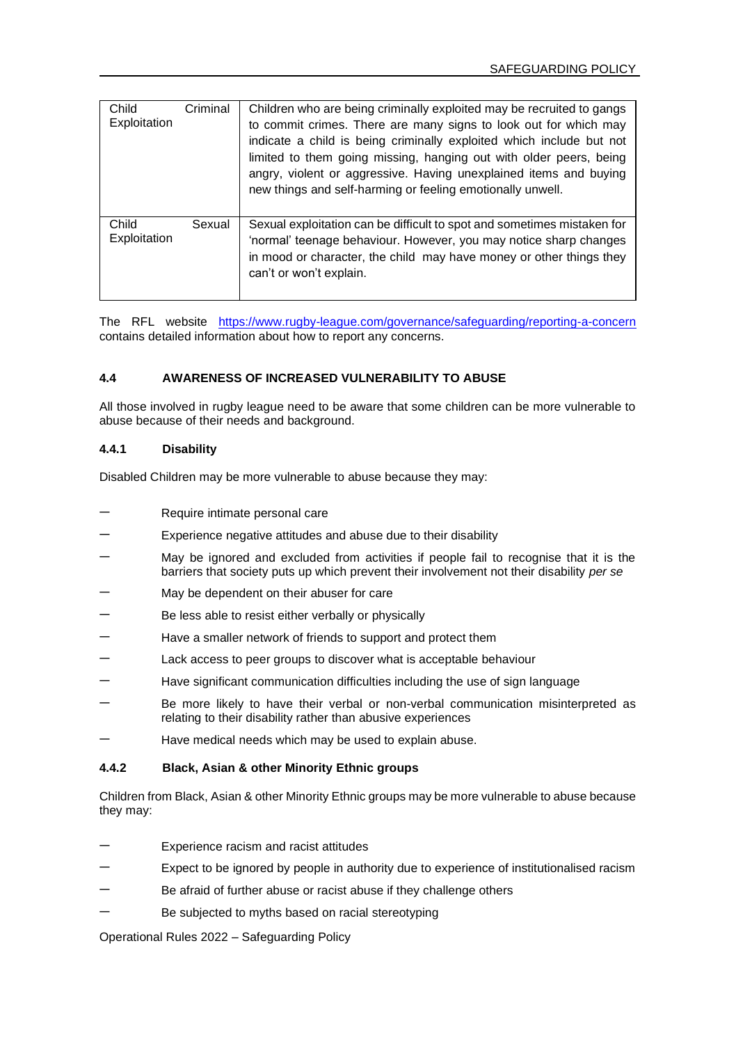| Child Criminal Exploitation | Children who are being criminally exploited may be recruited to gangs to commit crimes. There are many signs to look out for which may indicate a child is being criminally exploited which include but not limited to them going missing, hanging out with older peers, being angry, violent or aggressive. Having unexplained items and buying new things and self-harming or feeling emotionally unwell. |
|---|---|
| Child Sexual Exploitation | Sexual exploitation can be difficult to spot and sometimes mistaken for 'normal' teenage behaviour. However, you may notice sharp changes in mood or character, the child may have money or other things they can't or won't explain. |

The RFL website https://www.rugby-league.com/governance/safeguarding/reporting-a-concern contains detailed information about how to report any concerns.

### 4.4 AWARENESS OF INCREASED VULNERABILITY TO ABUSE

All those involved in rugby league need to be aware that some children can be more vulnerable to abuse because of their needs and background.

#### 4.4.1 Disability

Disabled Children may be more vulnerable to abuse because they may:

- Require intimate personal care
- Experience negative attitudes and abuse due to their disability
- May be ignored and excluded from activities if people fail to recognise that it is the barriers that society puts up which prevent their involvement not their disability *per se*
- May be dependent on their abuser for care
- Be less able to resist either verbally or physically
- Have a smaller network of friends to support and protect them
- Lack access to peer groups to discover what is acceptable behaviour
- Have significant communication difficulties including the use of sign language
- Be more likely to have their verbal or non-verbal communication misinterpreted as relating to their disability rather than abusive experiences
- Have medical needs which may be used to explain abuse.

#### 4.4.2 Black, Asian & other Minority Ethnic groups

Children from Black, Asian & other Minority Ethnic groups may be more vulnerable to abuse because they may:

- Experience racism and racist attitudes
- Expect to be ignored by people in authority due to experience of institutionalised racism
- Be afraid of further abuse or racist abuse if they challenge others
- Be subjected to myths based on racial stereotyping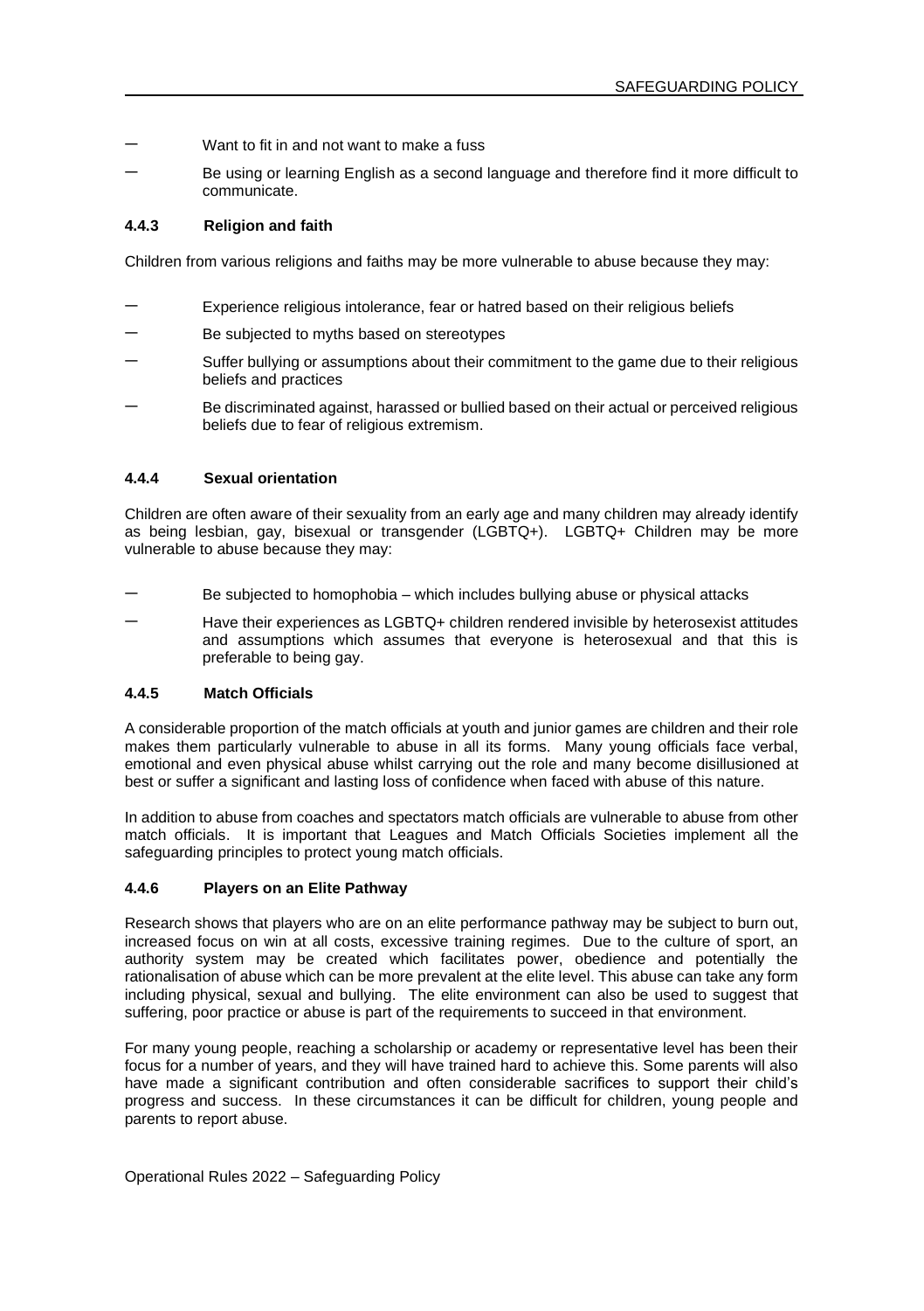- Want to fit in and not want to make a fuss
- Be using or learning English as a second language and therefore find it more difficult to communicate.

#### 4.4.3 Religion and faith

Children from various religions and faiths may be more vulnerable to abuse because they may:

- Experience religious intolerance, fear or hatred based on their religious beliefs
- Be subjected to myths based on stereotypes
- Suffer bullying or assumptions about their commitment to the game due to their religious beliefs and practices
- Be discriminated against, harassed or bullied based on their actual or perceived religious beliefs due to fear of religious extremism.

#### 4.4.4 Sexual orientation

Children are often aware of their sexuality from an early age and many children may already identify as being lesbian, gay, bisexual or transgender (LGBTQ+). LGBTQ+ Children may be more vulnerable to abuse because they may:

- Be subjected to homophobia – which includes bullying abuse or physical attacks
- Have their experiences as LGBTQ+ children rendered invisible by heterosexist attitudes and assumptions which assumes that everyone is heterosexual and that this is preferable to being gay.

#### 4.4.5 Match Officials

A considerable proportion of the match officials at youth and junior games are children and their role makes them particularly vulnerable to abuse in all its forms. Many young officials face verbal, emotional and even physical abuse whilst carrying out the role and many become disillusioned at best or suffer a significant and lasting loss of confidence when faced with abuse of this nature.

In addition to abuse from coaches and spectators match officials are vulnerable to abuse from other match officials. It is important that Leagues and Match Officials Societies implement all the safeguarding principles to protect young match officials.

#### 4.4.6 Players on an Elite Pathway

Research shows that players who are on an elite performance pathway may be subject to burn out, increased focus on win at all costs, excessive training regimes. Due to the culture of sport, an authority system may be created which facilitates power, obedience and potentially the rationalisation of abuse which can be more prevalent at the elite level. This abuse can take any form including physical, sexual and bullying. The elite environment can also be used to suggest that suffering, poor practice or abuse is part of the requirements to succeed in that environment.

For many young people, reaching a scholarship or academy or representative level has been their focus for a number of years, and they will have trained hard to achieve this. Some parents will also have made a significant contribution and often considerable sacrifices to support their child's progress and success. In these circumstances it can be difficult for children, young people and parents to report abuse.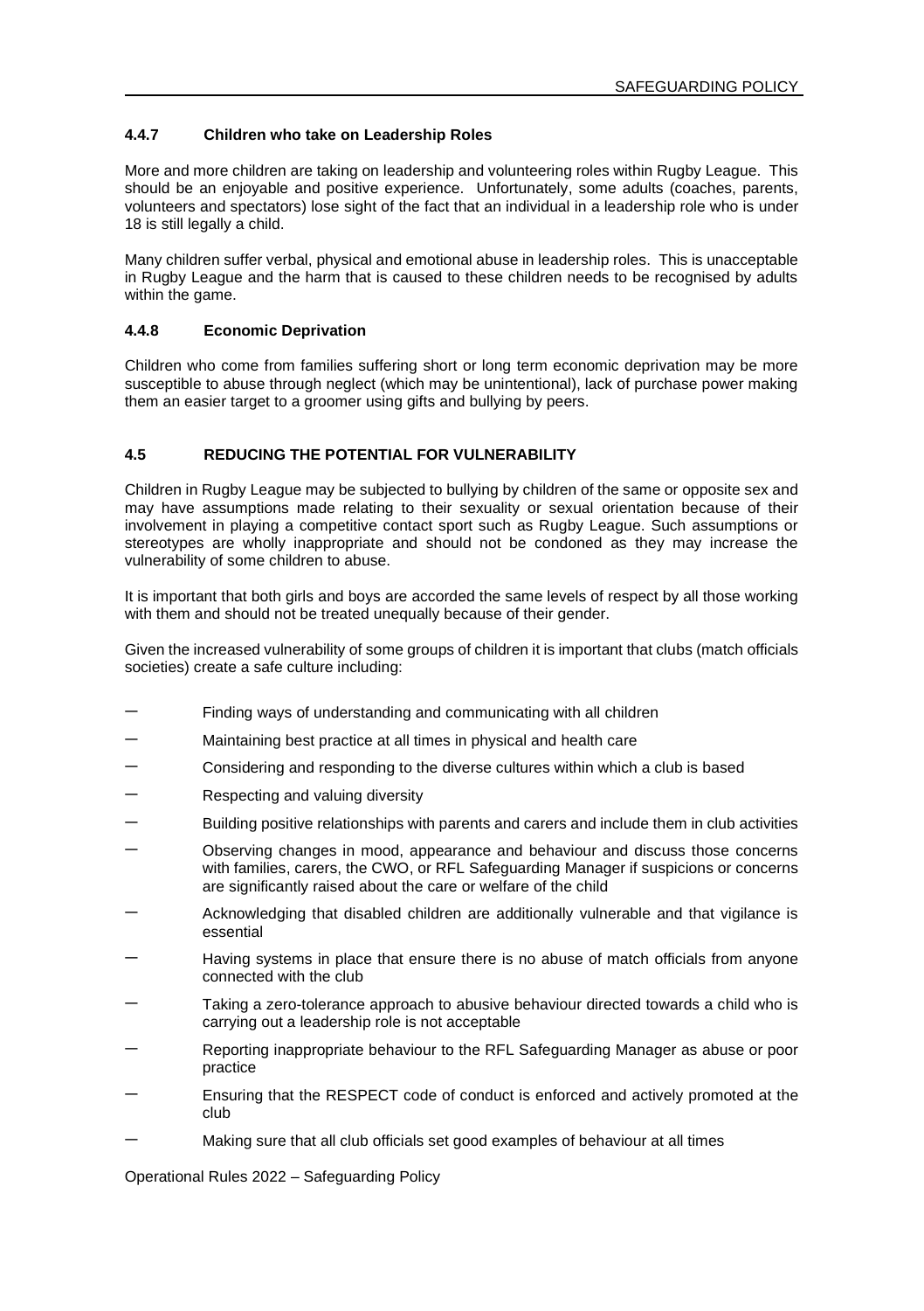#### 4.4.7 Children who take on Leadership Roles

More and more children are taking on leadership and volunteering roles within Rugby League. This should be an enjoyable and positive experience. Unfortunately, some adults (coaches, parents, volunteers and spectators) lose sight of the fact that an individual in a leadership role who is under 18 is still legally a child.

Many children suffer verbal, physical and emotional abuse in leadership roles. This is unacceptable in Rugby League and the harm that is caused to these children needs to be recognised by adults within the game.

#### 4.4.8 Economic Deprivation

Children who come from families suffering short or long term economic deprivation may be more susceptible to abuse through neglect (which may be unintentional), lack of purchase power making them an easier target to a groomer using gifts and bullying by peers.

### 4.5 REDUCING THE POTENTIAL FOR VULNERABILITY

Children in Rugby League may be subjected to bullying by children of the same or opposite sex and may have assumptions made relating to their sexuality or sexual orientation because of their involvement in playing a competitive contact sport such as Rugby League. Such assumptions or stereotypes are wholly inappropriate and should not be condoned as they may increase the vulnerability of some children to abuse.

It is important that both girls and boys are accorded the same levels of respect by all those working with them and should not be treated unequally because of their gender.

Given the increased vulnerability of some groups of children it is important that clubs (match officials societies) create a safe culture including:

- Finding ways of understanding and communicating with all children
- Maintaining best practice at all times in physical and health care
- Considering and responding to the diverse cultures within which a club is based
- Respecting and valuing diversity
- Building positive relationships with parents and carers and include them in club activities
- Observing changes in mood, appearance and behaviour and discuss those concerns with families, carers, the CWO, or RFL Safeguarding Manager if suspicions or concerns are significantly raised about the care or welfare of the child
- Acknowledging that disabled children are additionally vulnerable and that vigilance is essential
- Having systems in place that ensure there is no abuse of match officials from anyone connected with the club
- Taking a zero-tolerance approach to abusive behaviour directed towards a child who is carrying out a leadership role is not acceptable
- Reporting inappropriate behaviour to the RFL Safeguarding Manager as abuse or poor practice
- Ensuring that the RESPECT code of conduct is enforced and actively promoted at the club
- Making sure that all club officials set good examples of behaviour at all times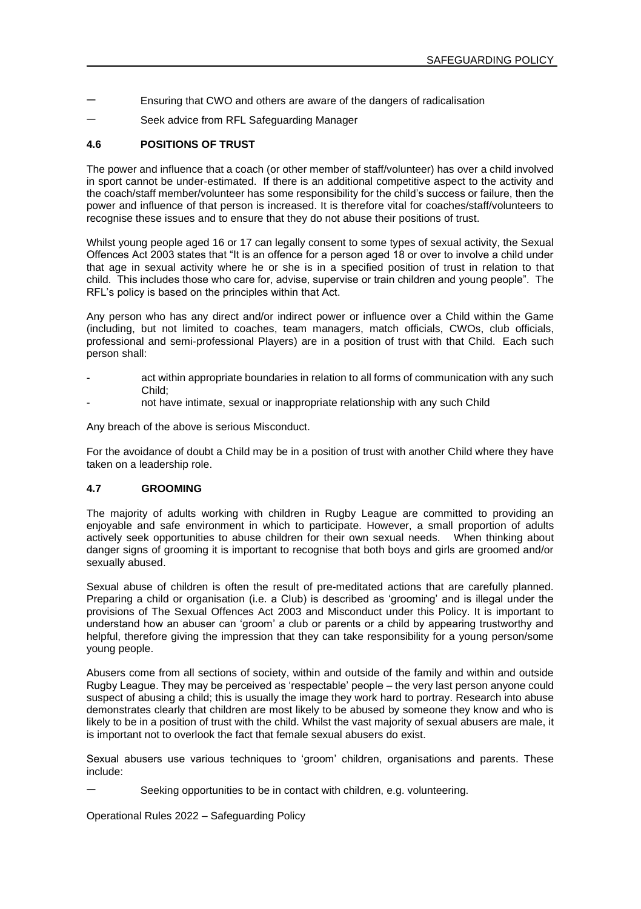- Ensuring that CWO and others are aware of the dangers of radicalisation
- Seek advice from RFL Safeguarding Manager

### 4.6 POSITIONS OF TRUST

The power and influence that a coach (or other member of staff/volunteer) has over a child involved in sport cannot be under-estimated. If there is an additional competitive aspect to the activity and the coach/staff member/volunteer has some responsibility for the child's success or failure, then the power and influence of that person is increased. It is therefore vital for coaches/staff/volunteers to recognise these issues and to ensure that they do not abuse their positions of trust.

Whilst young people aged 16 or 17 can legally consent to some types of sexual activity, the Sexual Offences Act 2003 states that "It is an offence for a person aged 18 or over to involve a child under that age in sexual activity where he or she is in a specified position of trust in relation to that child. This includes those who care for, advise, supervise or train children and young people". The RFL's policy is based on the principles within that Act.

Any person who has any direct and/or indirect power or influence over a Child within the Game (including, but not limited to coaches, team managers, match officials, CWOs, club officials, professional and semi-professional Players) are in a position of trust with that Child. Each such person shall:

- act within appropriate boundaries in relation to all forms of communication with any such Child;
- not have intimate, sexual or inappropriate relationship with any such Child

Any breach of the above is serious Misconduct.

For the avoidance of doubt a Child may be in a position of trust with another Child where they have taken on a leadership role.

### 4.7 GROOMING

The majority of adults working with children in Rugby League are committed to providing an enjoyable and safe environment in which to participate. However, a small proportion of adults actively seek opportunities to abuse children for their own sexual needs. When thinking about danger signs of grooming it is important to recognise that both boys and girls are groomed and/or sexually abused.

Sexual abuse of children is often the result of pre-meditated actions that are carefully planned. Preparing a child or organisation (i.e. a Club) is described as 'grooming' and is illegal under the provisions of The Sexual Offences Act 2003 and Misconduct under this Policy. It is important to understand how an abuser can 'groom' a club or parents or a child by appearing trustworthy and helpful, therefore giving the impression that they can take responsibility for a young person/some young people.

Abusers come from all sections of society, within and outside of the family and within and outside Rugby League. They may be perceived as 'respectable' people – the very last person anyone could suspect of abusing a child; this is usually the image they work hard to portray. Research into abuse demonstrates clearly that children are most likely to be abused by someone they know and who is likely to be in a position of trust with the child. Whilst the vast majority of sexual abusers are male, it is important not to overlook the fact that female sexual abusers do exist.

Sexual abusers use various techniques to 'groom' children, organisations and parents. These include:

- Seeking opportunities to be in contact with children, e.g. volunteering.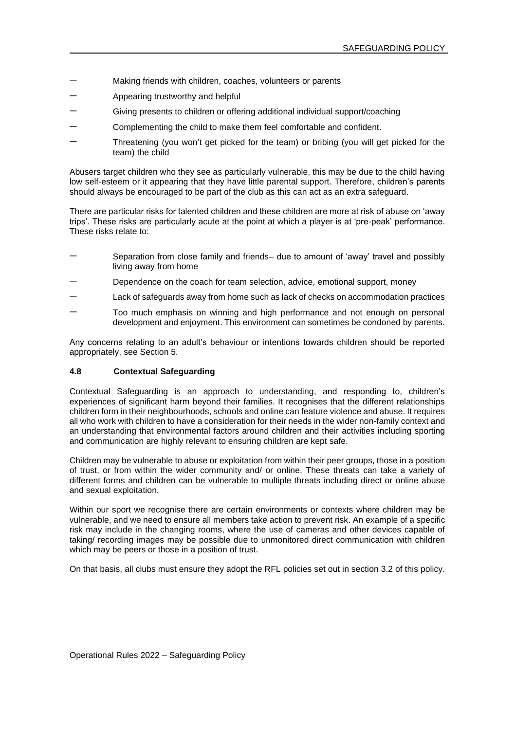- Making friends with children, coaches, volunteers or parents
- Appearing trustworthy and helpful
- Giving presents to children or offering additional individual support/coaching
- Complementing the child to make them feel comfortable and confident.
- Threatening (you won't get picked for the team) or bribing (you will get picked for the team) the child

Abusers target children who they see as particularly vulnerable, this may be due to the child having low self-esteem or it appearing that they have little parental support. Therefore, children's parents should always be encouraged to be part of the club as this can act as an extra safeguard.

There are particular risks for talented children and these children are more at risk of abuse on 'away trips'. These risks are particularly acute at the point at which a player is at 'pre-peak' performance. These risks relate to:

- Separation from close family and friends– due to amount of 'away' travel and possibly living away from home
- Dependence on the coach for team selection, advice, emotional support, money
- Lack of safeguards away from home such as lack of checks on accommodation practices
- Too much emphasis on winning and high performance and not enough on personal development and enjoyment. This environment can sometimes be condoned by parents.

Any concerns relating to an adult's behaviour or intentions towards children should be reported appropriately, see Section 5.

### 4.8 Contextual Safeguarding

Contextual Safeguarding is an approach to understanding, and responding to, children's experiences of significant harm beyond their families. It recognises that the different relationships children form in their neighbourhoods, schools and online can feature violence and abuse. It requires all who work with children to have a consideration for their needs in the wider non-family context and an understanding that environmental factors around children and their activities including sporting and communication are highly relevant to ensuring children are kept safe.

Children may be vulnerable to abuse or exploitation from within their peer groups, those in a position of trust, or from within the wider community and/ or online. These threats can take a variety of different forms and children can be vulnerable to multiple threats including direct or online abuse and sexual exploitation.

Within our sport we recognise there are certain environments or contexts where children may be vulnerable, and we need to ensure all members take action to prevent risk. An example of a specific risk may include in the changing rooms, where the use of cameras and other devices capable of taking/ recording images may be possible due to unmonitored direct communication with children which may be peers or those in a position of trust.

On that basis, all clubs must ensure they adopt the RFL policies set out in section 3.2 of this policy.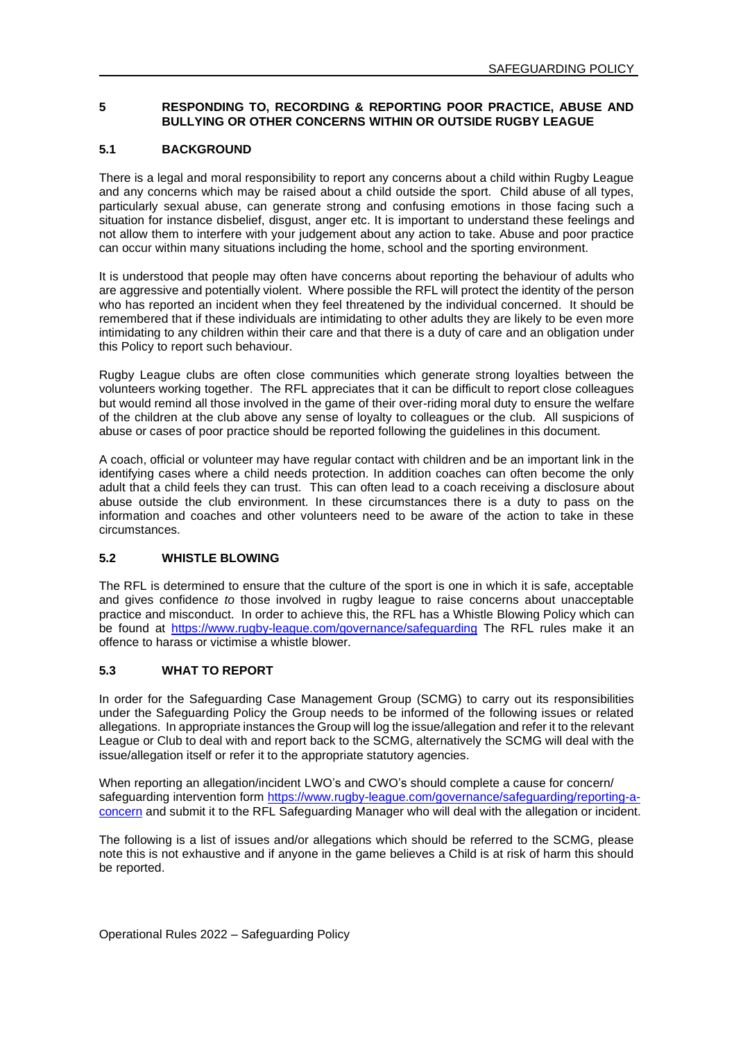## 5 RESPONDING TO, RECORDING & REPORTING POOR PRACTICE, ABUSE AND BULLYING OR OTHER CONCERNS WITHIN OR OUTSIDE RUGBY LEAGUE

### 5.1 BACKGROUND

There is a legal and moral responsibility to report any concerns about a child within Rugby League and any concerns which may be raised about a child outside the sport. Child abuse of all types, particularly sexual abuse, can generate strong and confusing emotions in those facing such a situation for instance disbelief, disgust, anger etc. It is important to understand these feelings and not allow them to interfere with your judgement about any action to take. Abuse and poor practice can occur within many situations including the home, school and the sporting environment.

It is understood that people may often have concerns about reporting the behaviour of adults who are aggressive and potentially violent. Where possible the RFL will protect the identity of the person who has reported an incident when they feel threatened by the individual concerned. It should be remembered that if these individuals are intimidating to other adults they are likely to be even more intimidating to any children within their care and that there is a duty of care and an obligation under this Policy to report such behaviour.

Rugby League clubs are often close communities which generate strong loyalties between the volunteers working together. The RFL appreciates that it can be difficult to report close colleagues but would remind all those involved in the game of their over-riding moral duty to ensure the welfare of the children at the club above any sense of loyalty to colleagues or the club. All suspicions of abuse or cases of poor practice should be reported following the guidelines in this document.

A coach, official or volunteer may have regular contact with children and be an important link in the identifying cases where a child needs protection. In addition coaches can often become the only adult that a child feels they can trust. This can often lead to a coach receiving a disclosure about abuse outside the club environment. In these circumstances there is a duty to pass on the information and coaches and other volunteers need to be aware of the action to take in these circumstances.

### 5.2 WHISTLE BLOWING

The RFL is determined to ensure that the culture of the sport is one in which it is safe, acceptable and gives confidence *to* those involved in rugby league to raise concerns about unacceptable practice and misconduct. In order to achieve this, the RFL has a Whistle Blowing Policy which can be found at [https://www.rugby-league.com/governance/safeguarding](https://www.rugby-league.com/governance/safeguarding) The RFL rules make it an offence to harass or victimise a whistle blower.

### 5.3 WHAT TO REPORT

In order for the Safeguarding Case Management Group (SCMG) to carry out its responsibilities under the Safeguarding Policy the Group needs to be informed of the following issues or related allegations. In appropriate instances the Group will log the issue/allegation and refer it to the relevant League or Club to deal with and report back to the SCMG, alternatively the SCMG will deal with the issue/allegation itself or refer it to the appropriate statutory agencies.

When reporting an allegation/incident LWO's and CWO's should complete a cause for concern/ safeguarding intervention form [https://www.rugby-league.com/governance/safeguarding/reporting-a-concern](https://www.rugby-league.com/governance/safeguarding/reporting-a-concern) and submit it to the RFL Safeguarding Manager who will deal with the allegation or incident.

The following is a list of issues and/or allegations which should be referred to the SCMG, please note this is not exhaustive and if anyone in the game believes a Child is at risk of harm this should be reported.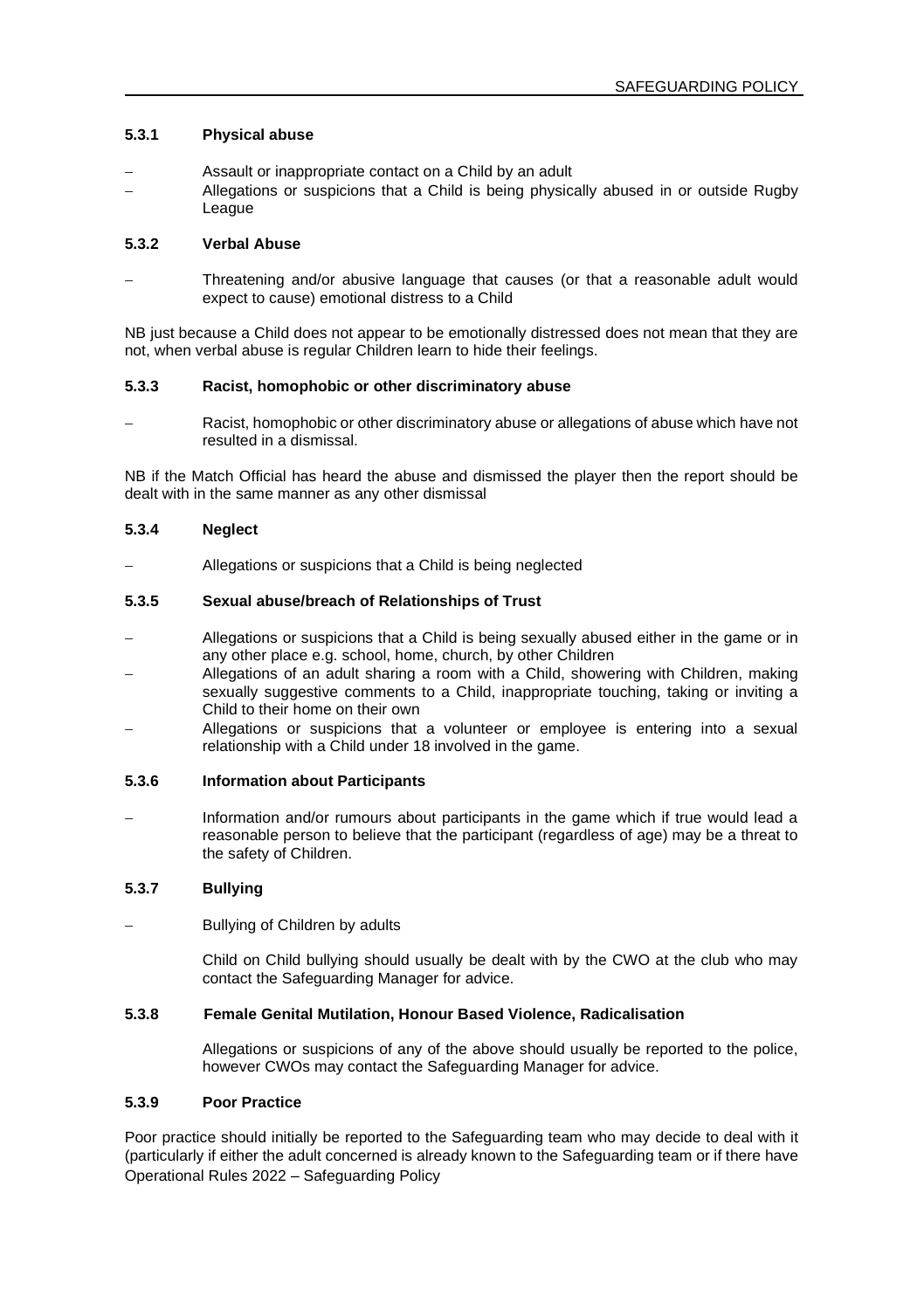#### 5.3.1 Physical abuse

- Assault or inappropriate contact on a Child by an adult
- Allegations or suspicions that a Child is being physically abused in or outside Rugby League

#### 5.3.2 Verbal Abuse

- Threatening and/or abusive language that causes (or that a reasonable adult would expect to cause) emotional distress to a Child

NB just because a Child does not appear to be emotionally distressed does not mean that they are not, when verbal abuse is regular Children learn to hide their feelings.

#### 5.3.3 Racist, homophobic or other discriminatory abuse

- Racist, homophobic or other discriminatory abuse or allegations of abuse which have not resulted in a dismissal.

NB if the Match Official has heard the abuse and dismissed the player then the report should be dealt with in the same manner as any other dismissal

#### 5.3.4 Neglect

- Allegations or suspicions that a Child is being neglected

#### 5.3.5 Sexual abuse/breach of Relationships of Trust

- Allegations or suspicions that a Child is being sexually abused either in the game or in any other place e.g. school, home, church, by other Children
- Allegations of an adult sharing a room with a Child, showering with Children, making sexually suggestive comments to a Child, inappropriate touching, taking or inviting a Child to their home on their own
- Allegations or suspicions that a volunteer or employee is entering into a sexual relationship with a Child under 18 involved in the game.

#### 5.3.6 Information about Participants

- Information and/or rumours about participants in the game which if true would lead a reasonable person to believe that the participant (regardless of age) may be a threat to the safety of Children.

#### 5.3.7 Bullying

- Bullying of Children by adults

  Child on Child bullying should usually be dealt with by the CWO at the club who may contact the Safeguarding Manager for advice.

#### 5.3.8 Female Genital Mutilation, Honour Based Violence, Radicalisation

Allegations or suspicions of any of the above should usually be reported to the police, however CWOs may contact the Safeguarding Manager for advice.

#### 5.3.9 Poor Practice

Poor practice should initially be reported to the Safeguarding team who may decide to deal with it (particularly if either the adult concerned is already known to the Safeguarding team or if there have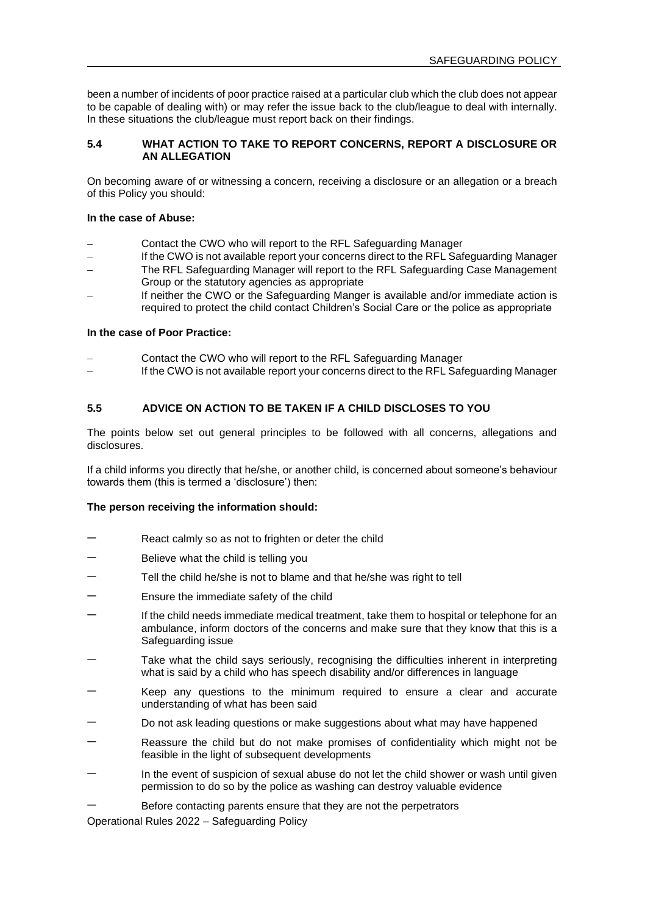been a number of incidents of poor practice raised at a particular club which the club does not appear to be capable of dealing with) or may refer the issue back to the club/league to deal with internally. In these situations the club/league must report back on their findings.

### 5.4 WHAT ACTION TO TAKE TO REPORT CONCERNS, REPORT A DISCLOSURE OR AN ALLEGATION

On becoming aware of or witnessing a concern, receiving a disclosure or an allegation or a breach of this Policy you should:

**In the case of Abuse:**

- Contact the CWO who will report to the RFL Safeguarding Manager
- If the CWO is not available report your concerns direct to the RFL Safeguarding Manager
- The RFL Safeguarding Manager will report to the RFL Safeguarding Case Management Group or the statutory agencies as appropriate
- If neither the CWO or the Safeguarding Manger is available and/or immediate action is required to protect the child contact Children's Social Care or the police as appropriate

**In the case of Poor Practice:**

- Contact the CWO who will report to the RFL Safeguarding Manager
- If the CWO is not available report your concerns direct to the RFL Safeguarding Manager

### 5.5 ADVICE ON ACTION TO BE TAKEN IF A CHILD DISCLOSES TO YOU

The points below set out general principles to be followed with all concerns, allegations and disclosures.

If a child informs you directly that he/she, or another child, is concerned about someone's behaviour towards them (this is termed a 'disclosure') then:

**The person receiving the information should:**

- React calmly so as not to frighten or deter the child
- Believe what the child is telling you
- Tell the child he/she is not to blame and that he/she was right to tell
- Ensure the immediate safety of the child
- If the child needs immediate medical treatment, take them to hospital or telephone for an ambulance, inform doctors of the concerns and make sure that they know that this is a Safeguarding issue
- Take what the child says seriously, recognising the difficulties inherent in interpreting what is said by a child who has speech disability and/or differences in language
- Keep any questions to the minimum required to ensure a clear and accurate understanding of what has been said
- Do not ask leading questions or make suggestions about what may have happened
- Reassure the child but do not make promises of confidentiality which might not be feasible in the light of subsequent developments
- In the event of suspicion of sexual abuse do not let the child shower or wash until given permission to do so by the police as washing can destroy valuable evidence
- Before contacting parents ensure that they are not the perpetrators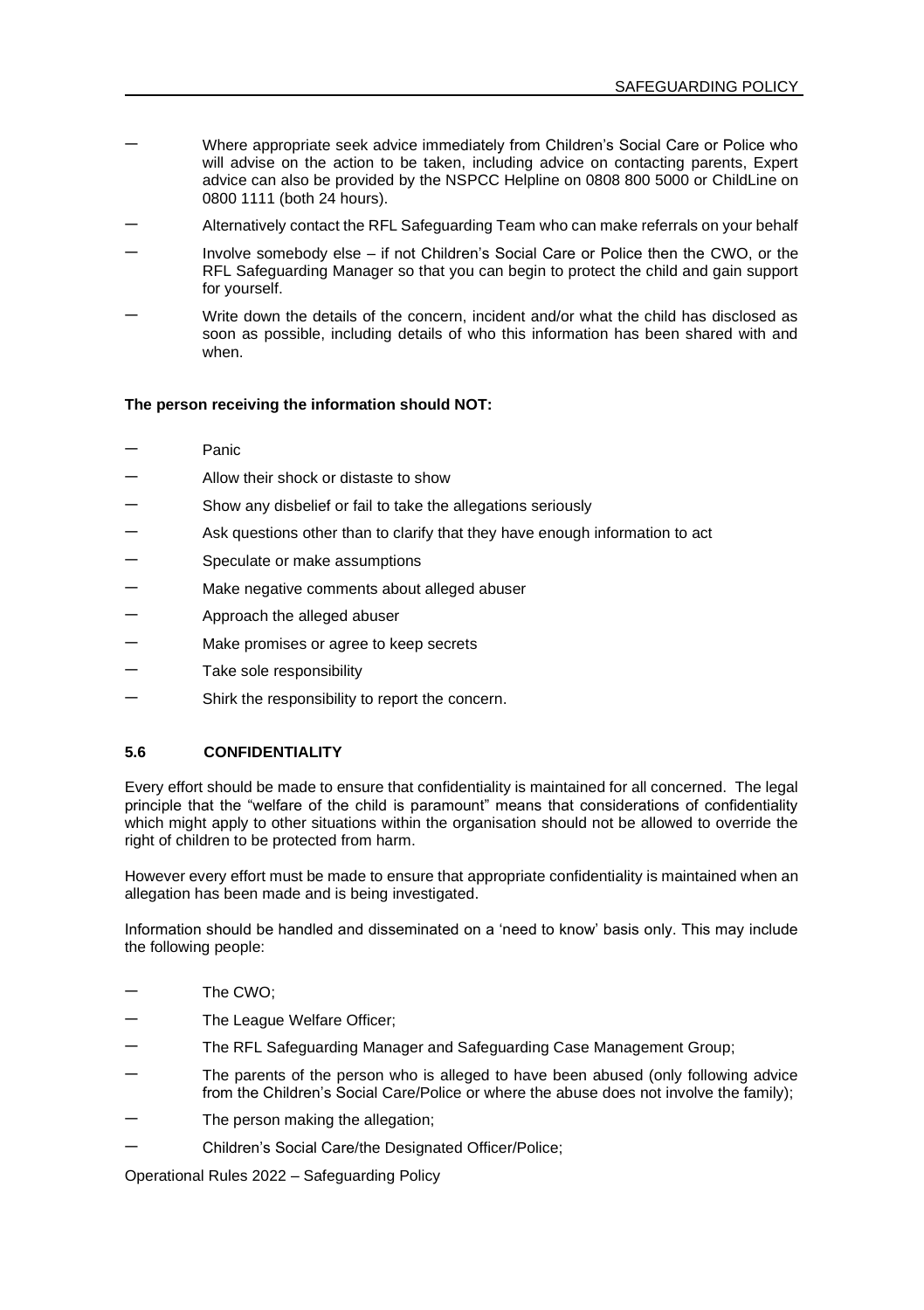- Where appropriate seek advice immediately from Children's Social Care or Police who will advise on the action to be taken, including advice on contacting parents, Expert advice can also be provided by the NSPCC Helpline on 0808 800 5000 or ChildLine on 0800 1111 (both 24 hours).
- Alternatively contact the RFL Safeguarding Team who can make referrals on your behalf
- Involve somebody else – if not Children's Social Care or Police then the CWO, or the RFL Safeguarding Manager so that you can begin to protect the child and gain support for yourself.
- Write down the details of the concern, incident and/or what the child has disclosed as soon as possible, including details of who this information has been shared with and when.

**The person receiving the information should NOT:**

- Panic
- Allow their shock or distaste to show
- Show any disbelief or fail to take the allegations seriously
- Ask questions other than to clarify that they have enough information to act
- Speculate or make assumptions
- Make negative comments about alleged abuser
- Approach the alleged abuser
- Make promises or agree to keep secrets
- Take sole responsibility
- Shirk the responsibility to report the concern.

### 5.6 CONFIDENTIALITY

Every effort should be made to ensure that confidentiality is maintained for all concerned. The legal principle that the "welfare of the child is paramount" means that considerations of confidentiality which might apply to other situations within the organisation should not be allowed to override the right of children to be protected from harm.

However every effort must be made to ensure that appropriate confidentiality is maintained when an allegation has been made and is being investigated.

Information should be handled and disseminated on a 'need to know' basis only. This may include the following people:

- The CWO;
- The League Welfare Officer;
- The RFL Safeguarding Manager and Safeguarding Case Management Group;
- The parents of the person who is alleged to have been abused (only following advice from the Children's Social Care/Police or where the abuse does not involve the family);
- The person making the allegation;
- Children's Social Care/the Designated Officer/Police;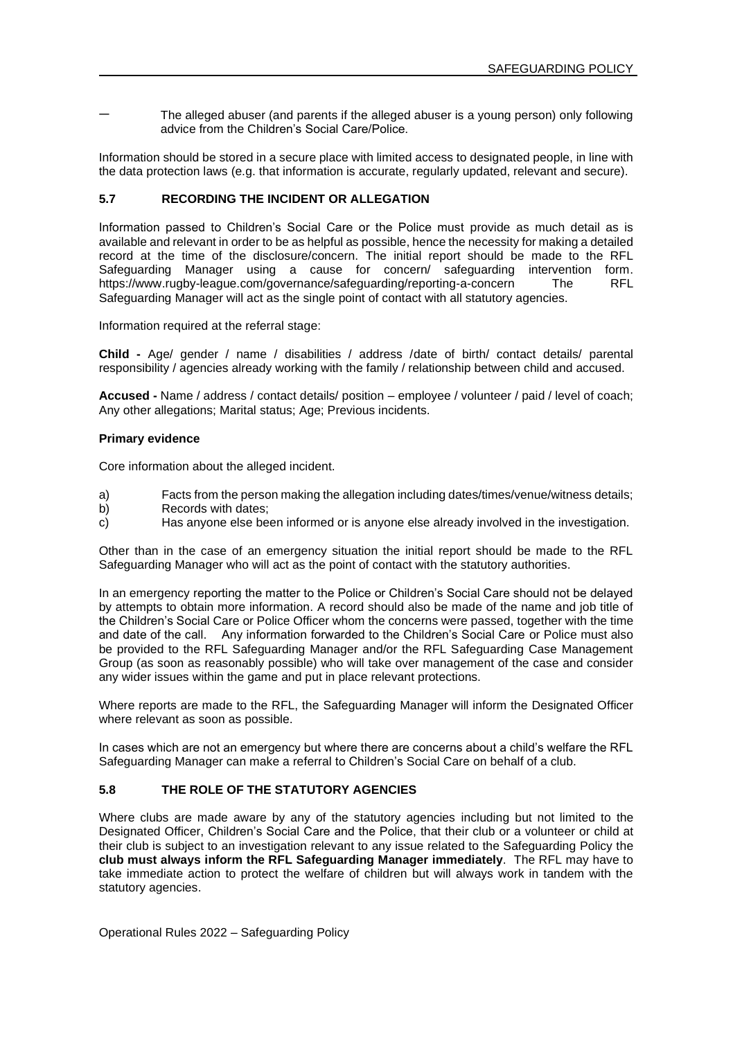- The alleged abuser (and parents if the alleged abuser is a young person) only following advice from the Children's Social Care/Police.

Information should be stored in a secure place with limited access to designated people, in line with the data protection laws (e.g. that information is accurate, regularly updated, relevant and secure).

### 5.7 RECORDING THE INCIDENT OR ALLEGATION

Information passed to Children's Social Care or the Police must provide as much detail as is available and relevant in order to be as helpful as possible, hence the necessity for making a detailed record at the time of the disclosure/concern. The initial report should be made to the RFL Safeguarding Manager using a cause for concern/ safeguarding intervention form. https://www.rugby-league.com/governance/safeguarding/reporting-a-concern The RFL Safeguarding Manager will act as the single point of contact with all statutory agencies.

Information required at the referral stage:

**Child -** Age/ gender / name / disabilities / address /date of birth/ contact details/ parental responsibility / agencies already working with the family / relationship between child and accused.

**Accused -** Name / address / contact details/ position – employee / volunteer / paid / level of coach; Any other allegations; Marital status; Age; Previous incidents.

**Primary evidence**

Core information about the alleged incident.

a) Facts from the person making the allegation including dates/times/venue/witness details;
b) Records with dates;
c) Has anyone else been informed or is anyone else already involved in the investigation.

Other than in the case of an emergency situation the initial report should be made to the RFL Safeguarding Manager who will act as the point of contact with the statutory authorities.

In an emergency reporting the matter to the Police or Children's Social Care should not be delayed by attempts to obtain more information. A record should also be made of the name and job title of the Children's Social Care or Police Officer whom the concerns were passed, together with the time and date of the call. Any information forwarded to the Children's Social Care or Police must also be provided to the RFL Safeguarding Manager and/or the RFL Safeguarding Case Management Group (as soon as reasonably possible) who will take over management of the case and consider any wider issues within the game and put in place relevant protections.

Where reports are made to the RFL, the Safeguarding Manager will inform the Designated Officer where relevant as soon as possible.

In cases which are not an emergency but where there are concerns about a child's welfare the RFL Safeguarding Manager can make a referral to Children's Social Care on behalf of a club.

### 5.8 THE ROLE OF THE STATUTORY AGENCIES

Where clubs are made aware by any of the statutory agencies including but not limited to the Designated Officer, Children's Social Care and the Police, that their club or a volunteer or child at their club is subject to an investigation relevant to any issue related to the Safeguarding Policy the **club must always inform the RFL Safeguarding Manager immediately**. The RFL may have to take immediate action to protect the welfare of children but will always work in tandem with the statutory agencies.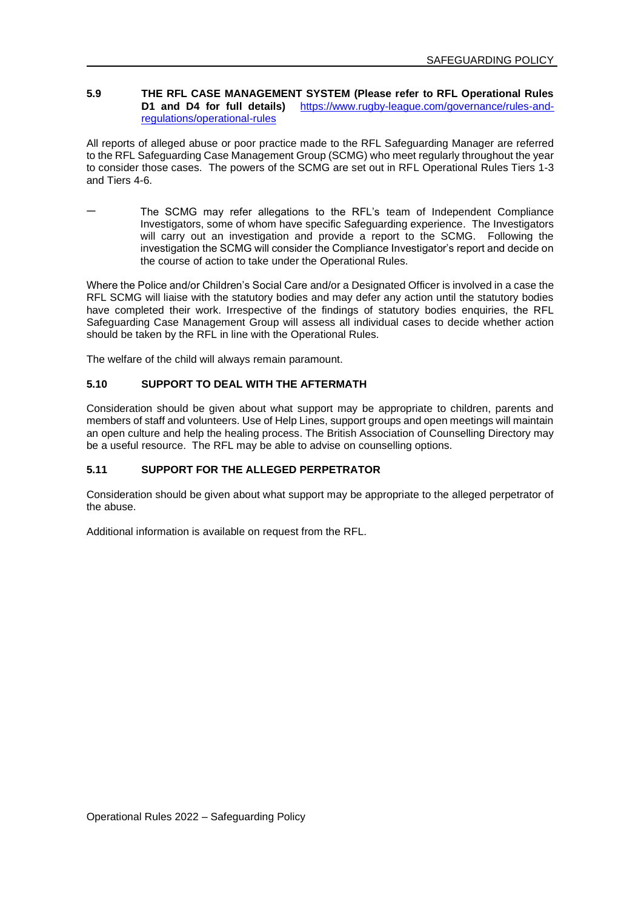### 5.9 THE RFL CASE MANAGEMENT SYSTEM (Please refer to RFL Operational Rules D1 and D4 for full details) https://www.rugby-league.com/governance/rules-and-regulations/operational-rules

All reports of alleged abuse or poor practice made to the RFL Safeguarding Manager are referred to the RFL Safeguarding Case Management Group (SCMG) who meet regularly throughout the year to consider those cases. The powers of the SCMG are set out in RFL Operational Rules Tiers 1-3 and Tiers 4-6.

- The SCMG may refer allegations to the RFL's team of Independent Compliance Investigators, some of whom have specific Safeguarding experience. The Investigators will carry out an investigation and provide a report to the SCMG. Following the investigation the SCMG will consider the Compliance Investigator's report and decide on the course of action to take under the Operational Rules.

Where the Police and/or Children's Social Care and/or a Designated Officer is involved in a case the RFL SCMG will liaise with the statutory bodies and may defer any action until the statutory bodies have completed their work. Irrespective of the findings of statutory bodies enquiries, the RFL Safeguarding Case Management Group will assess all individual cases to decide whether action should be taken by the RFL in line with the Operational Rules.

The welfare of the child will always remain paramount.

### 5.10 SUPPORT TO DEAL WITH THE AFTERMATH

Consideration should be given about what support may be appropriate to children, parents and members of staff and volunteers. Use of Help Lines, support groups and open meetings will maintain an open culture and help the healing process. The British Association of Counselling Directory may be a useful resource. The RFL may be able to advise on counselling options.

### 5.11 SUPPORT FOR THE ALLEGED PERPETRATOR

Consideration should be given about what support may be appropriate to the alleged perpetrator of the abuse.

Additional information is available on request from the RFL.